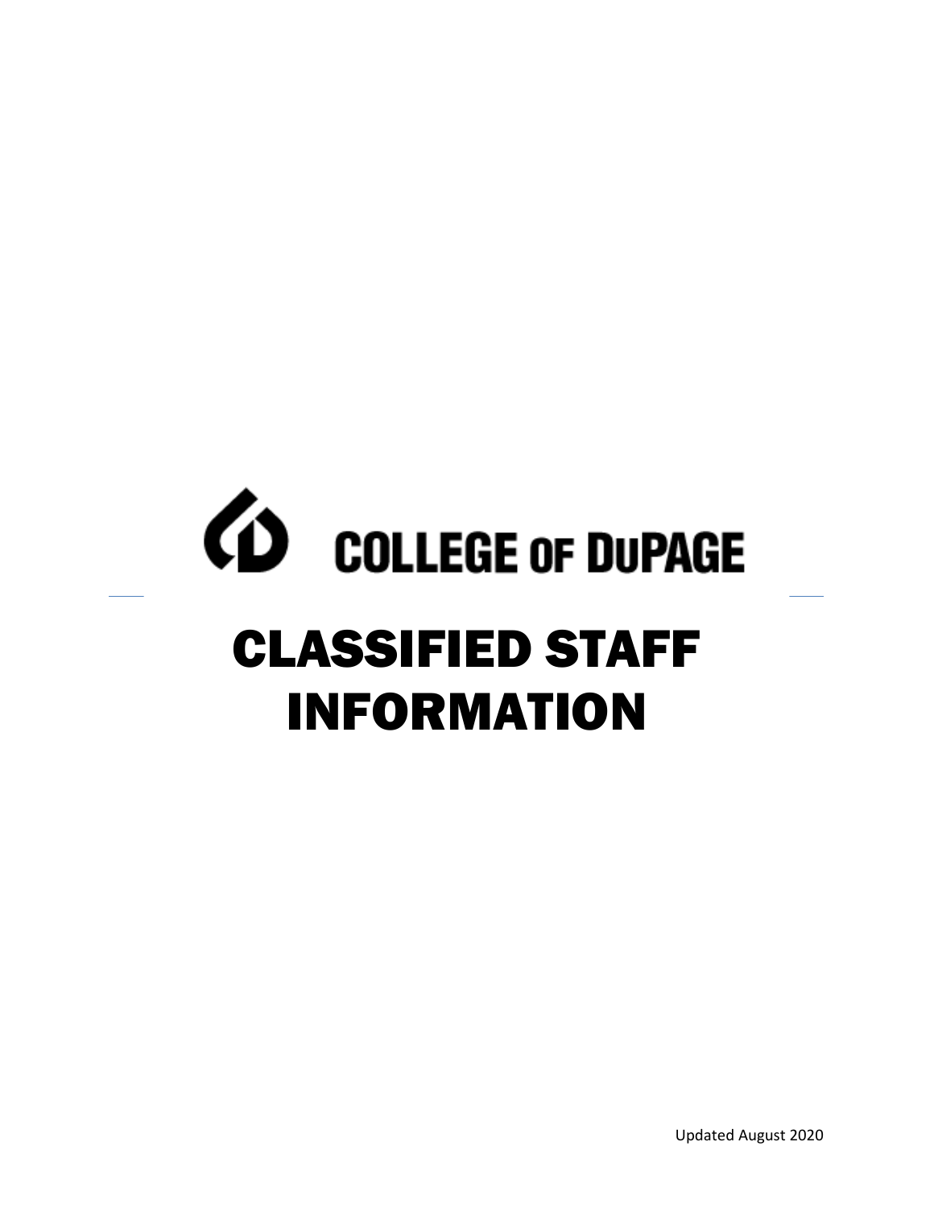COLLEGE OF DUPAGE

# CLASSIFIED STAFF INFORMATION

Updated August 2020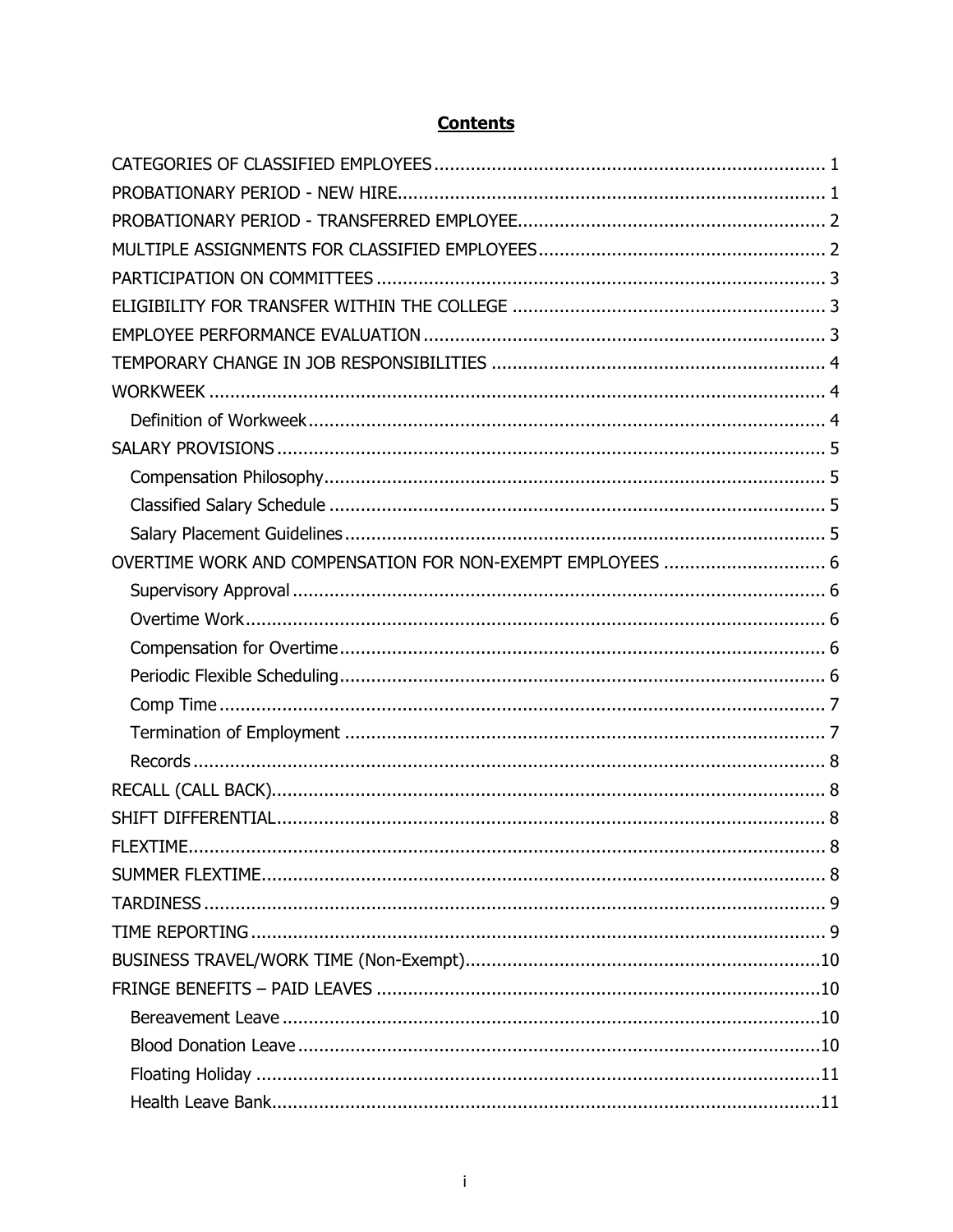# Contents

CATEGORIES OF CLASSIFIED EMPLOYEES .......... 1
PROBATIONARY PERIOD - NEW HIRE .......... 1
PROBATIONARY PERIOD - TRANSFERRED EMPLOYEE .......... 2
MULTIPLE ASSIGNMENTS FOR CLASSIFIED EMPLOYEES .......... 2
PARTICIPATION ON COMMITTEES .......... 3
ELIGIBILITY FOR TRANSFER WITHIN THE COLLEGE .......... 3
EMPLOYEE PERFORMANCE EVALUATION .......... 3
TEMPORARY CHANGE IN JOB RESPONSIBILITIES .......... 4
WORKWEEK .......... 4
- Definition of Workweek .......... 4

SALARY PROVISIONS .......... 5
- Compensation Philosophy .......... 5
- Classified Salary Schedule .......... 5
- Salary Placement Guidelines .......... 5

OVERTIME WORK AND COMPENSATION FOR NON-EXEMPT EMPLOYEES .......... 6
- Supervisory Approval .......... 6
- Overtime Work .......... 6
- Compensation for Overtime .......... 6
- Periodic Flexible Scheduling .......... 6
- Comp Time .......... 7
- Termination of Employment .......... 7
- Records .......... 8

RECALL (CALL BACK) .......... 8
SHIFT DIFFERENTIAL .......... 8
FLEXTIME .......... 8
SUMMER FLEXTIME .......... 8
TARDINESS .......... 9
TIME REPORTING .......... 9
BUSINESS TRAVEL/WORK TIME (Non-Exempt) .......... 10
FRINGE BENEFITS – PAID LEAVES .......... 10
- Bereavement Leave .......... 10
- Blood Donation Leave .......... 10
- Floating Holiday .......... 11
- Health Leave Bank .......... 11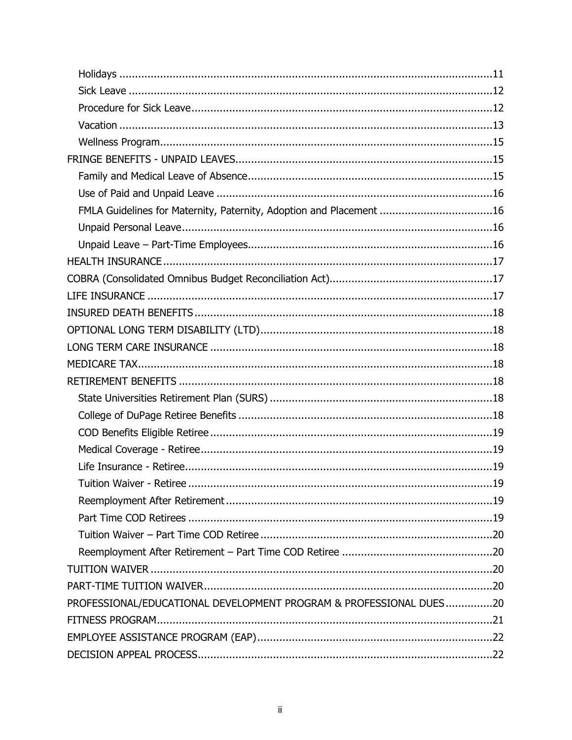- Holidays ....................................................................................................11
- Sick Leave ..................................................................................................12
- Procedure for Sick Leave ..............................................................................12
- Vacation .....................................................................................................13
- Wellness Program ........................................................................................15

FRINGE BENEFITS - UNPAID LEAVES ................................................................15

- Family and Medical Leave of Absence ............................................................15
- Use of Paid and Unpaid Leave .......................................................................16
- FMLA Guidelines for Maternity, Paternity, Adoption and Placement ...................16
- Unpaid Personal Leave .................................................................................16
- Unpaid Leave – Part-Time Employees ............................................................16

HEALTH INSURANCE .......................................................................................17

COBRA (Consolidated Omnibus Budget Reconciliation Act) ...................................17

LIFE INSURANCE ............................................................................................17

INSURED DEATH BENEFITS .............................................................................18

OPTIONAL LONG TERM DISABILITY (LTD) .........................................................18

LONG TERM CARE INSURANCE ........................................................................18

MEDICARE TAX ...............................................................................................18

RETIREMENT BENEFITS ..................................................................................18

- State Universities Retirement Plan (SURS) ......................................................18
- College of DuPage Retiree Benefits ...............................................................18
- COD Benefits Eligible Retiree ........................................................................19
- Medical Coverage - Retiree ...........................................................................19
- Life Insurance - Retiree ................................................................................19
- Tuition Waiver - Retiree ...............................................................................19
- Reemployment After Retirement ...................................................................19
- Part Time COD Retirees ...............................................................................19
- Tuition Waiver – Part Time COD Retiree ........................................................20
- Reemployment After Retirement – Part Time COD Retiree ...............................20

TUITION WAIVER ...........................................................................................20

PART-TIME TUITION WAIVER ..........................................................................20

PROFESSIONAL/EDUCATIONAL DEVELOPMENT PROGRAM & PROFESSIONAL DUES ..............20

FITNESS PROGRAM .........................................................................................21

EMPLOYEE ASSISTANCE PROGRAM (EAP) ..........................................................22

DECISION APPEAL PROCESS ............................................................................22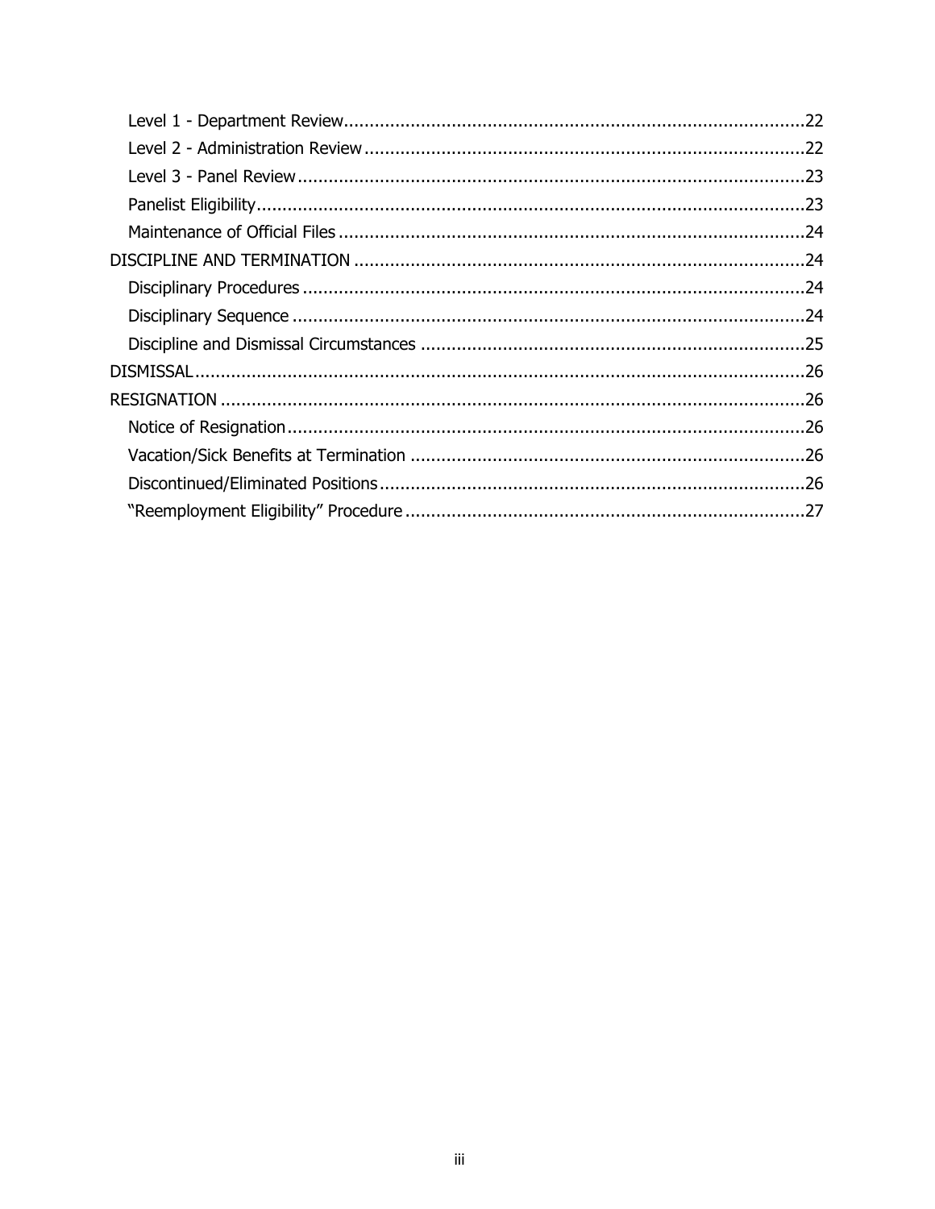- Level 1 - Department Review ... 22
- Level 2 - Administration Review ... 22
- Level 3 - Panel Review ... 23
- Panelist Eligibility ... 23
- Maintenance of Official Files ... 24

DISCIPLINE AND TERMINATION ... 24

- Disciplinary Procedures ... 24
- Disciplinary Sequence ... 24
- Discipline and Dismissal Circumstances ... 25

DISMISSAL ... 26

RESIGNATION ... 26

- Notice of Resignation ... 26
- Vacation/Sick Benefits at Termination ... 26
- Discontinued/Eliminated Positions ... 26
- "Reemployment Eligibility" Procedure ... 27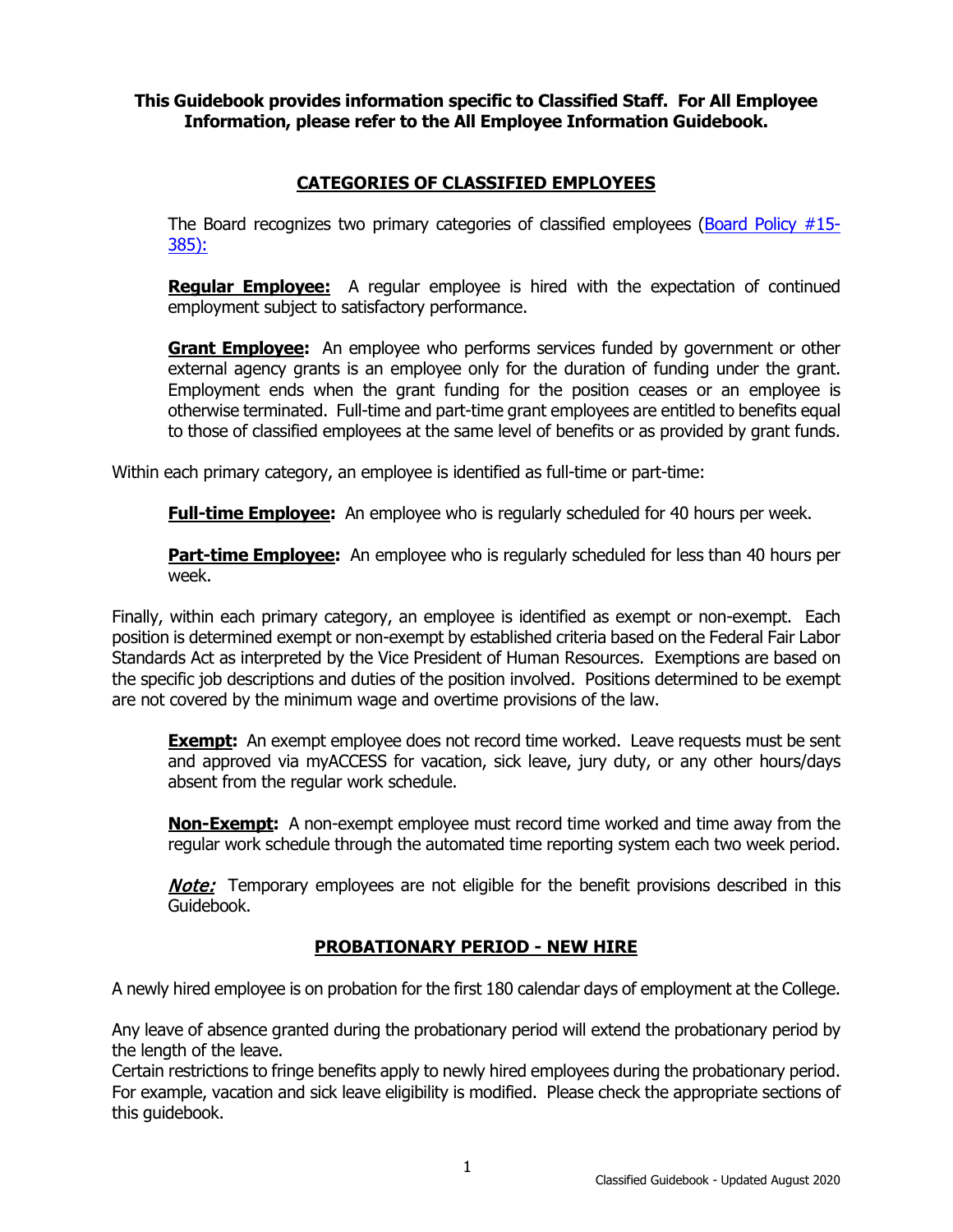**This Guidebook provides information specific to Classified Staff. For All Employee Information, please refer to the All Employee Information Guidebook.**

## CATEGORIES OF CLASSIFIED EMPLOYEES

The Board recognizes two primary categories of classified employees (Board Policy #15-385):

**Regular Employee:** A regular employee is hired with the expectation of continued employment subject to satisfactory performance.

**Grant Employee:** An employee who performs services funded by government or other external agency grants is an employee only for the duration of funding under the grant. Employment ends when the grant funding for the position ceases or an employee is otherwise terminated. Full-time and part-time grant employees are entitled to benefits equal to those of classified employees at the same level of benefits or as provided by grant funds.

Within each primary category, an employee is identified as full-time or part-time:

**Full-time Employee:** An employee who is regularly scheduled for 40 hours per week.

**Part-time Employee:** An employee who is regularly scheduled for less than 40 hours per week.

Finally, within each primary category, an employee is identified as exempt or non-exempt. Each position is determined exempt or non-exempt by established criteria based on the Federal Fair Labor Standards Act as interpreted by the Vice President of Human Resources. Exemptions are based on the specific job descriptions and duties of the position involved. Positions determined to be exempt are not covered by the minimum wage and overtime provisions of the law.

**Exempt:** An exempt employee does not record time worked. Leave requests must be sent and approved via myACCESS for vacation, sick leave, jury duty, or any other hours/days absent from the regular work schedule.

**Non-Exempt:** A non-exempt employee must record time worked and time away from the regular work schedule through the automated time reporting system each two week period.

***Note:*** Temporary employees are not eligible for the benefit provisions described in this Guidebook.

## PROBATIONARY PERIOD - NEW HIRE

A newly hired employee is on probation for the first 180 calendar days of employment at the College.

Any leave of absence granted during the probationary period will extend the probationary period by the length of the leave.

Certain restrictions to fringe benefits apply to newly hired employees during the probationary period. For example, vacation and sick leave eligibility is modified. Please check the appropriate sections of this guidebook.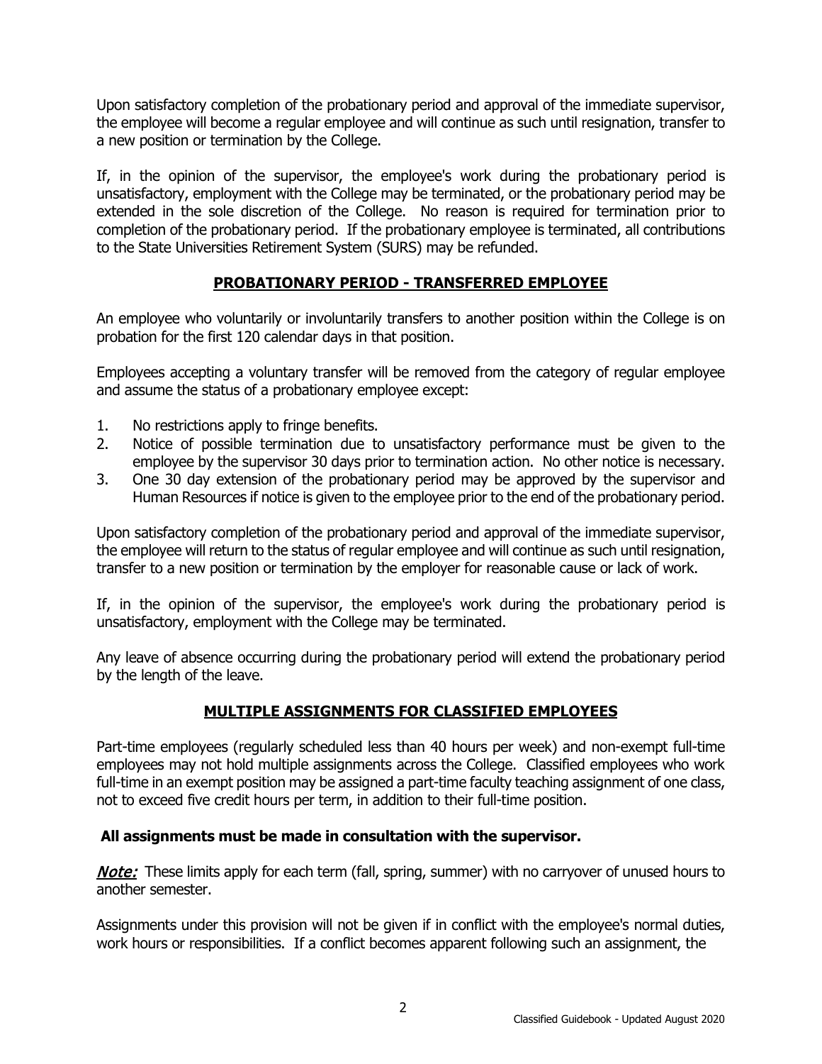Upon satisfactory completion of the probationary period and approval of the immediate supervisor, the employee will become a regular employee and will continue as such until resignation, transfer to a new position or termination by the College.

If, in the opinion of the supervisor, the employee's work during the probationary period is unsatisfactory, employment with the College may be terminated, or the probationary period may be extended in the sole discretion of the College. No reason is required for termination prior to completion of the probationary period. If the probationary employee is terminated, all contributions to the State Universities Retirement System (SURS) may be refunded.

## PROBATIONARY PERIOD - TRANSFERRED EMPLOYEE

An employee who voluntarily or involuntarily transfers to another position within the College is on probation for the first 120 calendar days in that position.

Employees accepting a voluntary transfer will be removed from the category of regular employee and assume the status of a probationary employee except:

1. No restrictions apply to fringe benefits.
2. Notice of possible termination due to unsatisfactory performance must be given to the employee by the supervisor 30 days prior to termination action. No other notice is necessary.
3. One 30 day extension of the probationary period may be approved by the supervisor and Human Resources if notice is given to the employee prior to the end of the probationary period.

Upon satisfactory completion of the probationary period and approval of the immediate supervisor, the employee will return to the status of regular employee and will continue as such until resignation, transfer to a new position or termination by the employer for reasonable cause or lack of work.

If, in the opinion of the supervisor, the employee's work during the probationary period is unsatisfactory, employment with the College may be terminated.

Any leave of absence occurring during the probationary period will extend the probationary period by the length of the leave.

## MULTIPLE ASSIGNMENTS FOR CLASSIFIED EMPLOYEES

Part-time employees (regularly scheduled less than 40 hours per week) and non-exempt full-time employees may not hold multiple assignments across the College. Classified employees who work full-time in an exempt position may be assigned a part-time faculty teaching assignment of one class, not to exceed five credit hours per term, in addition to their full-time position.

**All assignments must be made in consultation with the supervisor.**

***Note:*** These limits apply for each term (fall, spring, summer) with no carryover of unused hours to another semester.

Assignments under this provision will not be given if in conflict with the employee's normal duties, work hours or responsibilities. If a conflict becomes apparent following such an assignment, the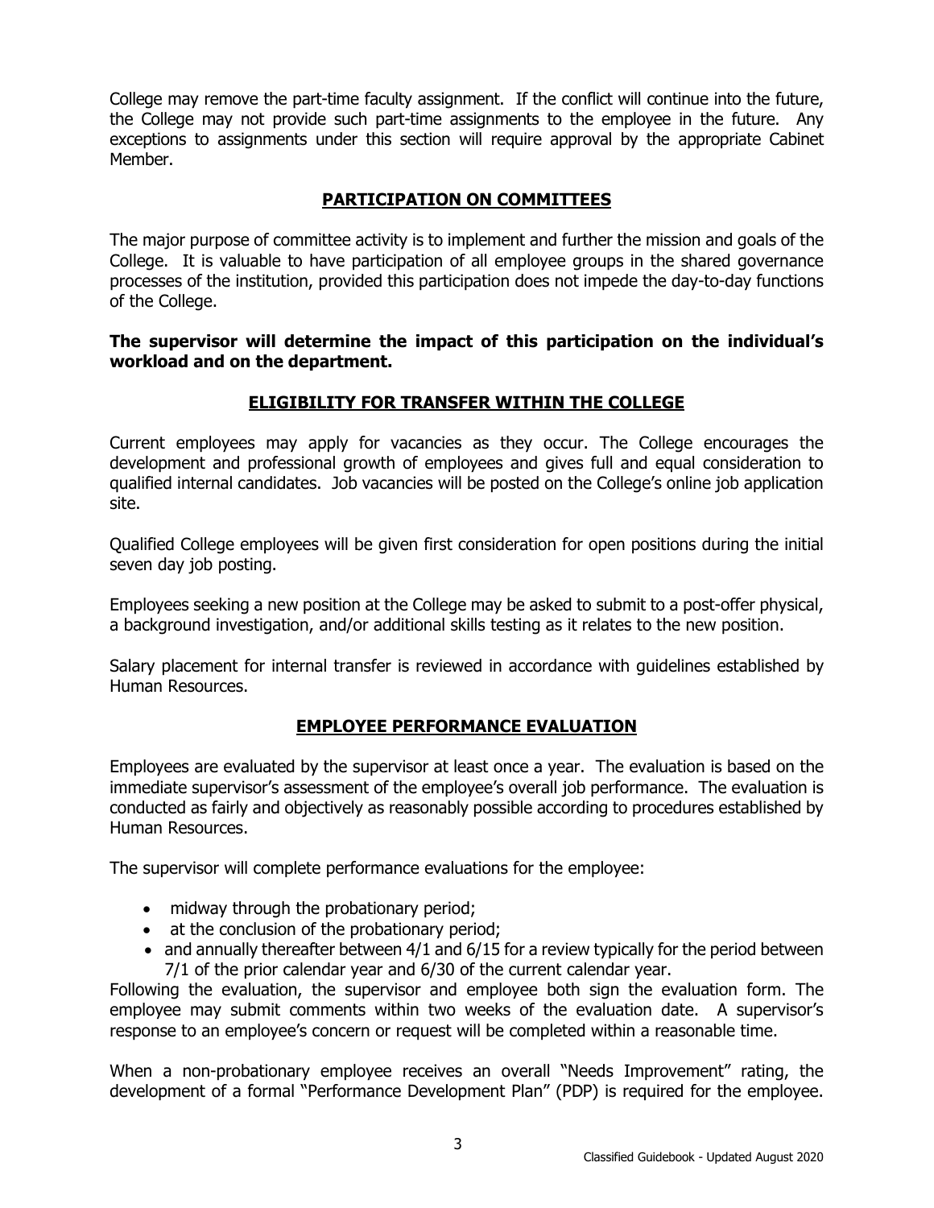College may remove the part-time faculty assignment. If the conflict will continue into the future, the College may not provide such part-time assignments to the employee in the future. Any exceptions to assignments under this section will require approval by the appropriate Cabinet Member.

## PARTICIPATION ON COMMITTEES

The major purpose of committee activity is to implement and further the mission and goals of the College. It is valuable to have participation of all employee groups in the shared governance processes of the institution, provided this participation does not impede the day-to-day functions of the College.

**The supervisor will determine the impact of this participation on the individual's workload and on the department.**

## ELIGIBILITY FOR TRANSFER WITHIN THE COLLEGE

Current employees may apply for vacancies as they occur. The College encourages the development and professional growth of employees and gives full and equal consideration to qualified internal candidates. Job vacancies will be posted on the College's online job application site.

Qualified College employees will be given first consideration for open positions during the initial seven day job posting.

Employees seeking a new position at the College may be asked to submit to a post-offer physical, a background investigation, and/or additional skills testing as it relates to the new position.

Salary placement for internal transfer is reviewed in accordance with guidelines established by Human Resources.

## EMPLOYEE PERFORMANCE EVALUATION

Employees are evaluated by the supervisor at least once a year. The evaluation is based on the immediate supervisor's assessment of the employee's overall job performance. The evaluation is conducted as fairly and objectively as reasonably possible according to procedures established by Human Resources.

The supervisor will complete performance evaluations for the employee:

- midway through the probationary period;
- at the conclusion of the probationary period;
- and annually thereafter between 4/1 and 6/15 for a review typically for the period between 7/1 of the prior calendar year and 6/30 of the current calendar year.

Following the evaluation, the supervisor and employee both sign the evaluation form. The employee may submit comments within two weeks of the evaluation date. A supervisor's response to an employee's concern or request will be completed within a reasonable time.

When a non-probationary employee receives an overall "Needs Improvement" rating, the development of a formal "Performance Development Plan" (PDP) is required for the employee.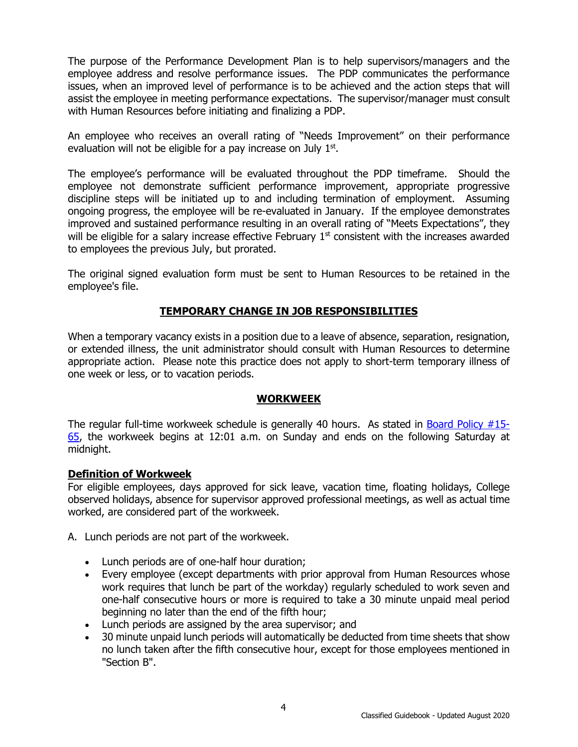The purpose of the Performance Development Plan is to help supervisors/managers and the employee address and resolve performance issues. The PDP communicates the performance issues, when an improved level of performance is to be achieved and the action steps that will assist the employee in meeting performance expectations. The supervisor/manager must consult with Human Resources before initiating and finalizing a PDP.

An employee who receives an overall rating of "Needs Improvement" on their performance evaluation will not be eligible for a pay increase on July 1st.

The employee's performance will be evaluated throughout the PDP timeframe. Should the employee not demonstrate sufficient performance improvement, appropriate progressive discipline steps will be initiated up to and including termination of employment. Assuming ongoing progress, the employee will be re-evaluated in January. If the employee demonstrates improved and sustained performance resulting in an overall rating of "Meets Expectations", they will be eligible for a salary increase effective February 1st consistent with the increases awarded to employees the previous July, but prorated.

The original signed evaluation form must be sent to Human Resources to be retained in the employee's file.

## TEMPORARY CHANGE IN JOB RESPONSIBILITIES

When a temporary vacancy exists in a position due to a leave of absence, separation, resignation, or extended illness, the unit administrator should consult with Human Resources to determine appropriate action. Please note this practice does not apply to short-term temporary illness of one week or less, or to vacation periods.

## WORKWEEK

The regular full-time workweek schedule is generally 40 hours. As stated in Board Policy #15-65, the workweek begins at 12:01 a.m. on Sunday and ends on the following Saturday at midnight.

### Definition of Workweek

For eligible employees, days approved for sick leave, vacation time, floating holidays, College observed holidays, absence for supervisor approved professional meetings, as well as actual time worked, are considered part of the workweek.

A. Lunch periods are not part of the workweek.

- Lunch periods are of one-half hour duration;
- Every employee (except departments with prior approval from Human Resources whose work requires that lunch be part of the workday) regularly scheduled to work seven and one-half consecutive hours or more is required to take a 30 minute unpaid meal period beginning no later than the end of the fifth hour;
- Lunch periods are assigned by the area supervisor; and
- 30 minute unpaid lunch periods will automatically be deducted from time sheets that show no lunch taken after the fifth consecutive hour, except for those employees mentioned in "Section B".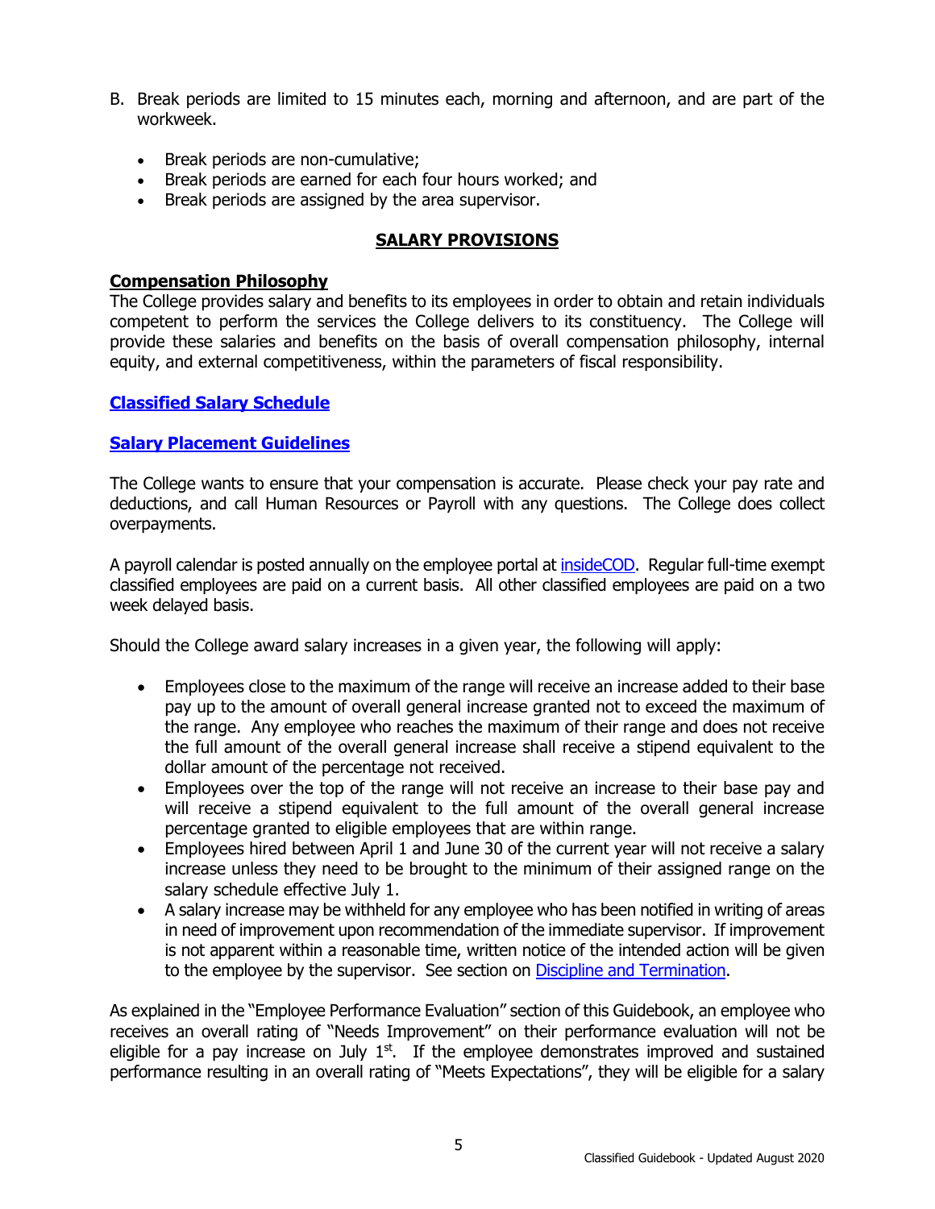B. Break periods are limited to 15 minutes each, morning and afternoon, and are part of the workweek.

   - Break periods are non-cumulative;
   - Break periods are earned for each four hours worked; and
   - Break periods are assigned by the area supervisor.

## SALARY PROVISIONS

### Compensation Philosophy

The College provides salary and benefits to its employees in order to obtain and retain individuals competent to perform the services the College delivers to its constituency. The College will provide these salaries and benefits on the basis of overall compensation philosophy, internal equity, and external competitiveness, within the parameters of fiscal responsibility.

### Classified Salary Schedule

### Salary Placement Guidelines

The College wants to ensure that your compensation is accurate. Please check your pay rate and deductions, and call Human Resources or Payroll with any questions. The College does collect overpayments.

A payroll calendar is posted annually on the employee portal at insideCOD. Regular full-time exempt classified employees are paid on a current basis. All other classified employees are paid on a two week delayed basis.

Should the College award salary increases in a given year, the following will apply:

- Employees close to the maximum of the range will receive an increase added to their base pay up to the amount of overall general increase granted not to exceed the maximum of the range. Any employee who reaches the maximum of their range and does not receive the full amount of the overall general increase shall receive a stipend equivalent to the dollar amount of the percentage not received.
- Employees over the top of the range will not receive an increase to their base pay and will receive a stipend equivalent to the full amount of the overall general increase percentage granted to eligible employees that are within range.
- Employees hired between April 1 and June 30 of the current year will not receive a salary increase unless they need to be brought to the minimum of their assigned range on the salary schedule effective July 1.
- A salary increase may be withheld for any employee who has been notified in writing of areas in need of improvement upon recommendation of the immediate supervisor. If improvement is not apparent within a reasonable time, written notice of the intended action will be given to the employee by the supervisor. See section on Discipline and Termination.

As explained in the "Employee Performance Evaluation" section of this Guidebook, an employee who receives an overall rating of "Needs Improvement" on their performance evaluation will not be eligible for a pay increase on July 1st. If the employee demonstrates improved and sustained performance resulting in an overall rating of "Meets Expectations", they will be eligible for a salary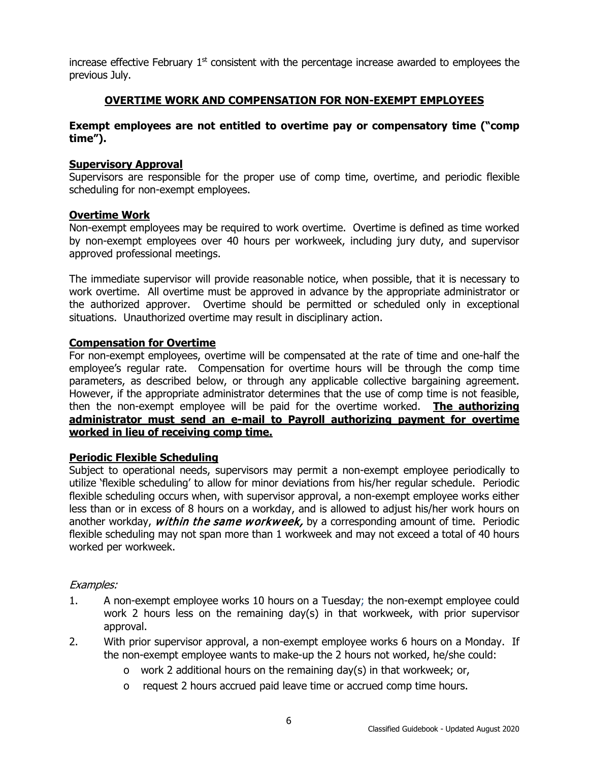increase effective February 1st consistent with the percentage increase awarded to employees the previous July.

## OVERTIME WORK AND COMPENSATION FOR NON-EXEMPT EMPLOYEES

**Exempt employees are not entitled to overtime pay or compensatory time ("comp time").**

### Supervisory Approval

Supervisors are responsible for the proper use of comp time, overtime, and periodic flexible scheduling for non-exempt employees.

### Overtime Work

Non-exempt employees may be required to work overtime. Overtime is defined as time worked by non-exempt employees over 40 hours per workweek, including jury duty, and supervisor approved professional meetings.

The immediate supervisor will provide reasonable notice, when possible, that it is necessary to work overtime. All overtime must be approved in advance by the appropriate administrator or the authorized approver. Overtime should be permitted or scheduled only in exceptional situations. Unauthorized overtime may result in disciplinary action.

### Compensation for Overtime

For non-exempt employees, overtime will be compensated at the rate of time and one-half the employee's regular rate. Compensation for overtime hours will be through the comp time parameters, as described below, or through any applicable collective bargaining agreement. However, if the appropriate administrator determines that the use of comp time is not feasible, then the non-exempt employee will be paid for the overtime worked. **The authorizing administrator must send an e-mail to Payroll authorizing payment for overtime worked in lieu of receiving comp time.**

### Periodic Flexible Scheduling

Subject to operational needs, supervisors may permit a non-exempt employee periodically to utilize 'flexible scheduling' to allow for minor deviations from his/her regular schedule. Periodic flexible scheduling occurs when, with supervisor approval, a non-exempt employee works either less than or in excess of 8 hours on a workday, and is allowed to adjust his/her work hours on another workday, ***within the same workweek,*** by a corresponding amount of time. Periodic flexible scheduling may not span more than 1 workweek and may not exceed a total of 40 hours worked per workweek.

*Examples:*

1. A non-exempt employee works 10 hours on a Tuesday; the non-exempt employee could work 2 hours less on the remaining day(s) in that workweek, with prior supervisor approval.
2. With prior supervisor approval, a non-exempt employee works 6 hours on a Monday. If the non-exempt employee wants to make-up the 2 hours not worked, he/she could:
   - work 2 additional hours on the remaining day(s) in that workweek; or,
   - request 2 hours accrued paid leave time or accrued comp time hours.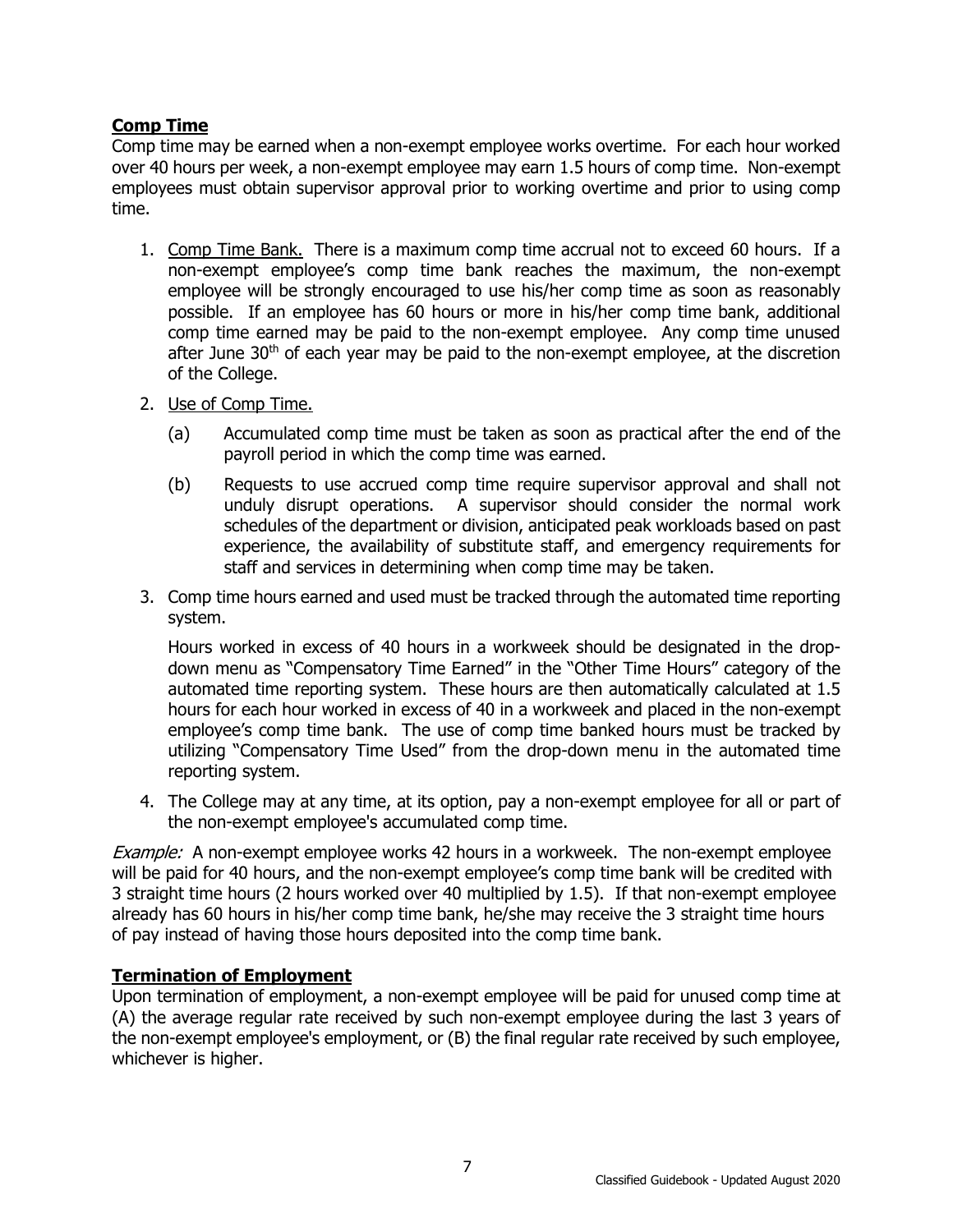## **Comp Time**

Comp time may be earned when a non-exempt employee works overtime. For each hour worked over 40 hours per week, a non-exempt employee may earn 1.5 hours of comp time. Non-exempt employees must obtain supervisor approval prior to working overtime and prior to using comp time.

1. Comp Time Bank. There is a maximum comp time accrual not to exceed 60 hours. If a non-exempt employee's comp time bank reaches the maximum, the non-exempt employee will be strongly encouraged to use his/her comp time as soon as reasonably possible. If an employee has 60 hours or more in his/her comp time bank, additional comp time earned may be paid to the non-exempt employee. Any comp time unused after June 30th of each year may be paid to the non-exempt employee, at the discretion of the College.

2. Use of Comp Time.

   (a) Accumulated comp time must be taken as soon as practical after the end of the payroll period in which the comp time was earned.

   (b) Requests to use accrued comp time require supervisor approval and shall not unduly disrupt operations. A supervisor should consider the normal work schedules of the department or division, anticipated peak workloads based on past experience, the availability of substitute staff, and emergency requirements for staff and services in determining when comp time may be taken.

3. Comp time hours earned and used must be tracked through the automated time reporting system.

   Hours worked in excess of 40 hours in a workweek should be designated in the drop-down menu as "Compensatory Time Earned" in the "Other Time Hours" category of the automated time reporting system. These hours are then automatically calculated at 1.5 hours for each hour worked in excess of 40 in a workweek and placed in the non-exempt employee's comp time bank. The use of comp time banked hours must be tracked by utilizing "Compensatory Time Used" from the drop-down menu in the automated time reporting system.

4. The College may at any time, at its option, pay a non-exempt employee for all or part of the non-exempt employee's accumulated comp time.

*Example:* A non-exempt employee works 42 hours in a workweek. The non-exempt employee will be paid for 40 hours, and the non-exempt employee's comp time bank will be credited with 3 straight time hours (2 hours worked over 40 multiplied by 1.5). If that non-exempt employee already has 60 hours in his/her comp time bank, he/she may receive the 3 straight time hours of pay instead of having those hours deposited into the comp time bank.

## **Termination of Employment**

Upon termination of employment, a non-exempt employee will be paid for unused comp time at (A) the average regular rate received by such non-exempt employee during the last 3 years of the non-exempt employee's employment, or (B) the final regular rate received by such employee, whichever is higher.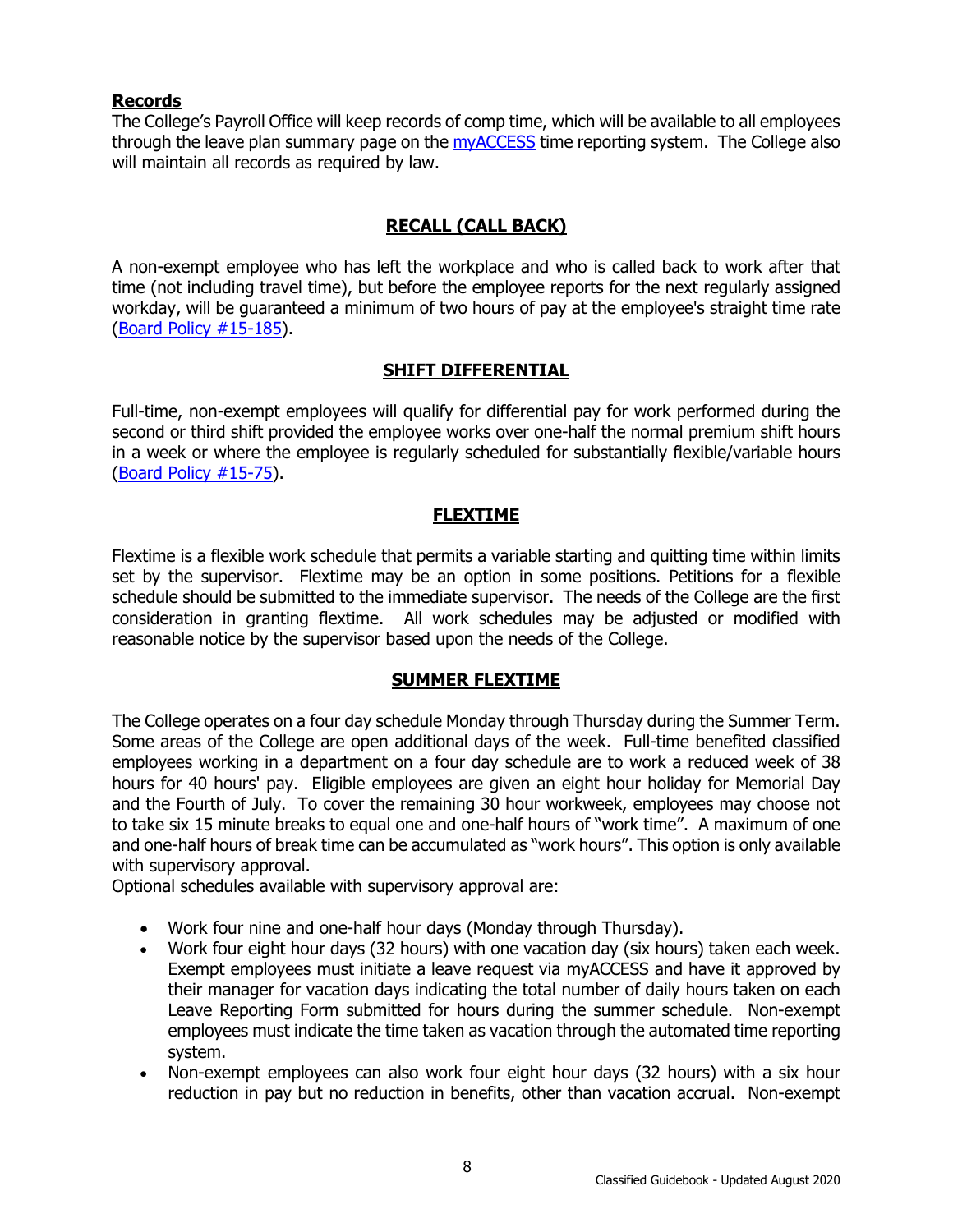**Records**

The College's Payroll Office will keep records of comp time, which will be available to all employees through the leave plan summary page on the myACCESS time reporting system. The College also will maintain all records as required by law.

## RECALL (CALL BACK)

A non-exempt employee who has left the workplace and who is called back to work after that time (not including travel time), but before the employee reports for the next regularly assigned workday, will be guaranteed a minimum of two hours of pay at the employee's straight time rate (Board Policy #15-185).

## SHIFT DIFFERENTIAL

Full-time, non-exempt employees will qualify for differential pay for work performed during the second or third shift provided the employee works over one-half the normal premium shift hours in a week or where the employee is regularly scheduled for substantially flexible/variable hours (Board Policy #15-75).

## FLEXTIME

Flextime is a flexible work schedule that permits a variable starting and quitting time within limits set by the supervisor. Flextime may be an option in some positions. Petitions for a flexible schedule should be submitted to the immediate supervisor. The needs of the College are the first consideration in granting flextime. All work schedules may be adjusted or modified with reasonable notice by the supervisor based upon the needs of the College.

## SUMMER FLEXTIME

The College operates on a four day schedule Monday through Thursday during the Summer Term. Some areas of the College are open additional days of the week. Full-time benefited classified employees working in a department on a four day schedule are to work a reduced week of 38 hours for 40 hours' pay. Eligible employees are given an eight hour holiday for Memorial Day and the Fourth of July. To cover the remaining 30 hour workweek, employees may choose not to take six 15 minute breaks to equal one and one-half hours of "work time". A maximum of one and one-half hours of break time can be accumulated as "work hours". This option is only available with supervisory approval.

Optional schedules available with supervisory approval are:

- Work four nine and one-half hour days (Monday through Thursday).
- Work four eight hour days (32 hours) with one vacation day (six hours) taken each week. Exempt employees must initiate a leave request via myACCESS and have it approved by their manager for vacation days indicating the total number of daily hours taken on each Leave Reporting Form submitted for hours during the summer schedule. Non-exempt employees must indicate the time taken as vacation through the automated time reporting system.
- Non-exempt employees can also work four eight hour days (32 hours) with a six hour reduction in pay but no reduction in benefits, other than vacation accrual. Non-exempt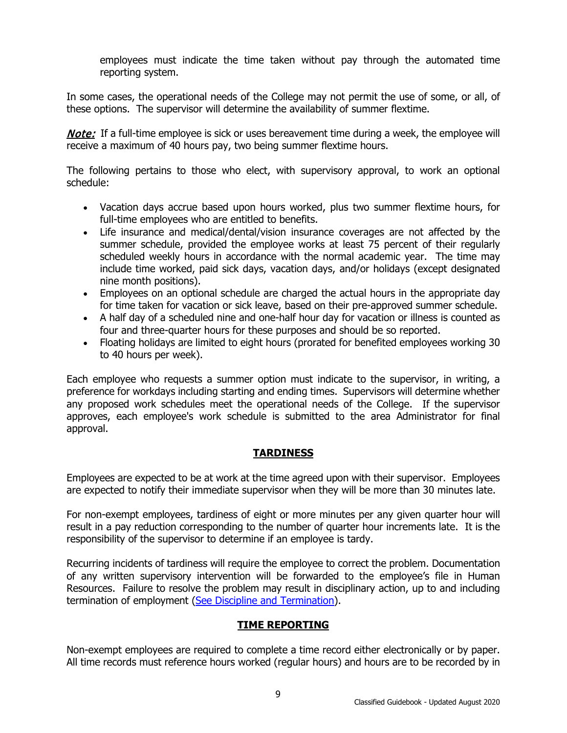employees must indicate the time taken without pay through the automated time reporting system.

In some cases, the operational needs of the College may not permit the use of some, or all, of these options. The supervisor will determine the availability of summer flextime.

***Note:*** If a full-time employee is sick or uses bereavement time during a week, the employee will receive a maximum of 40 hours pay, two being summer flextime hours.

The following pertains to those who elect, with supervisory approval, to work an optional schedule:

- Vacation days accrue based upon hours worked, plus two summer flextime hours, for full-time employees who are entitled to benefits.
- Life insurance and medical/dental/vision insurance coverages are not affected by the summer schedule, provided the employee works at least 75 percent of their regularly scheduled weekly hours in accordance with the normal academic year. The time may include time worked, paid sick days, vacation days, and/or holidays (except designated nine month positions).
- Employees on an optional schedule are charged the actual hours in the appropriate day for time taken for vacation or sick leave, based on their pre-approved summer schedule.
- A half day of a scheduled nine and one-half hour day for vacation or illness is counted as four and three-quarter hours for these purposes and should be so reported.
- Floating holidays are limited to eight hours (prorated for benefited employees working 30 to 40 hours per week).

Each employee who requests a summer option must indicate to the supervisor, in writing, a preference for workdays including starting and ending times. Supervisors will determine whether any proposed work schedules meet the operational needs of the College. If the supervisor approves, each employee's work schedule is submitted to the area Administrator for final approval.

## TARDINESS

Employees are expected to be at work at the time agreed upon with their supervisor. Employees are expected to notify their immediate supervisor when they will be more than 30 minutes late.

For non-exempt employees, tardiness of eight or more minutes per any given quarter hour will result in a pay reduction corresponding to the number of quarter hour increments late. It is the responsibility of the supervisor to determine if an employee is tardy.

Recurring incidents of tardiness will require the employee to correct the problem. Documentation of any written supervisory intervention will be forwarded to the employee's file in Human Resources. Failure to resolve the problem may result in disciplinary action, up to and including termination of employment (See Discipline and Termination).

## TIME REPORTING

Non-exempt employees are required to complete a time record either electronically or by paper. All time records must reference hours worked (regular hours) and hours are to be recorded by in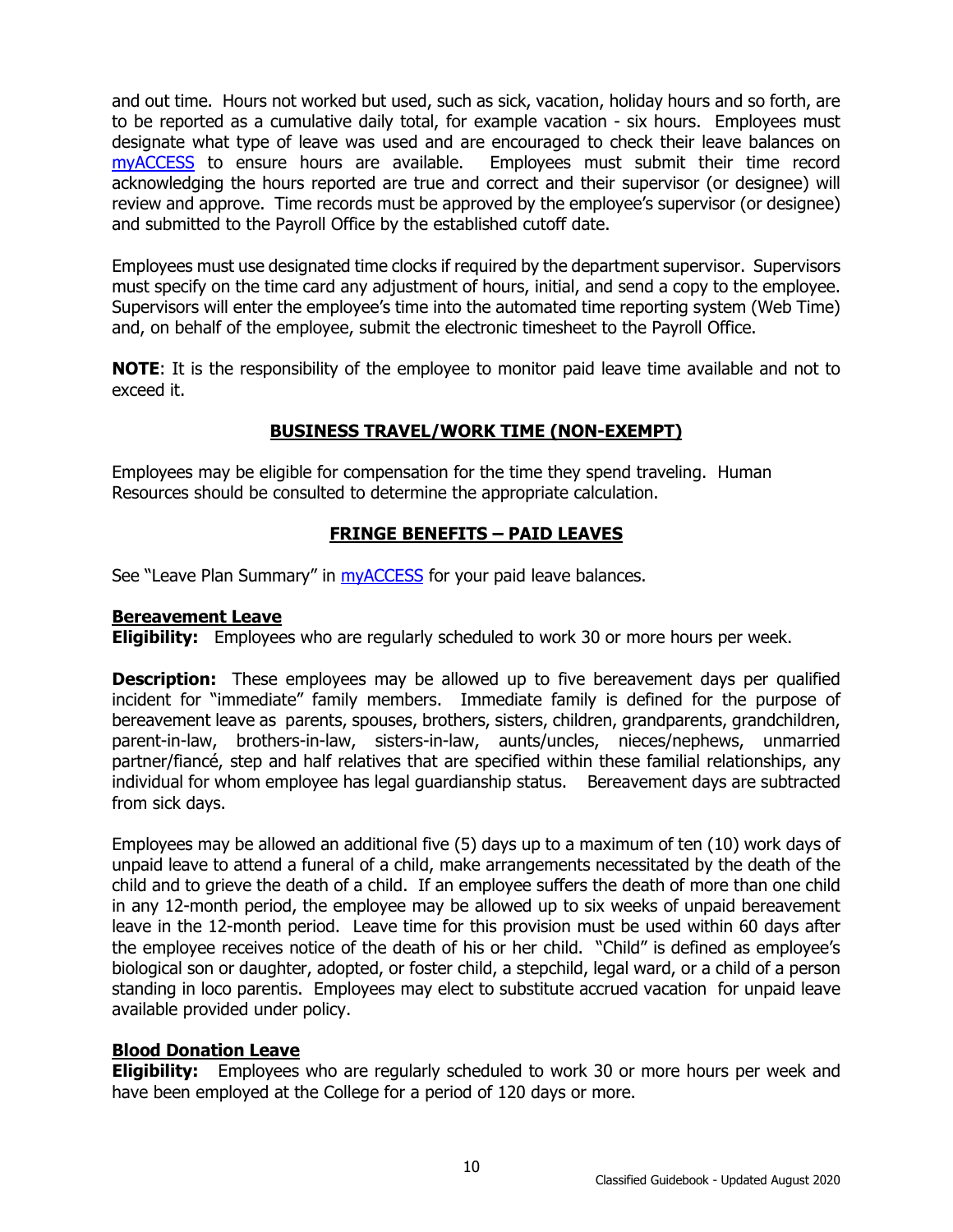and out time. Hours not worked but used, such as sick, vacation, holiday hours and so forth, are to be reported as a cumulative daily total, for example vacation - six hours. Employees must designate what type of leave was used and are encouraged to check their leave balances on myACCESS to ensure hours are available. Employees must submit their time record acknowledging the hours reported are true and correct and their supervisor (or designee) will review and approve. Time records must be approved by the employee's supervisor (or designee) and submitted to the Payroll Office by the established cutoff date.

Employees must use designated time clocks if required by the department supervisor. Supervisors must specify on the time card any adjustment of hours, initial, and send a copy to the employee. Supervisors will enter the employee's time into the automated time reporting system (Web Time) and, on behalf of the employee, submit the electronic timesheet to the Payroll Office.

**NOTE**: It is the responsibility of the employee to monitor paid leave time available and not to exceed it.

## BUSINESS TRAVEL/WORK TIME (NON-EXEMPT)

Employees may be eligible for compensation for the time they spend traveling. Human Resources should be consulted to determine the appropriate calculation.

## FRINGE BENEFITS – PAID LEAVES

See "Leave Plan Summary" in myACCESS for your paid leave balances.

### Bereavement Leave

**Eligibility:** Employees who are regularly scheduled to work 30 or more hours per week.

**Description:** These employees may be allowed up to five bereavement days per qualified incident for "immediate" family members. Immediate family is defined for the purpose of bereavement leave as parents, spouses, brothers, sisters, children, grandparents, grandchildren, parent-in-law, brothers-in-law, sisters-in-law, aunts/uncles, nieces/nephews, unmarried partner/fiancé, step and half relatives that are specified within these familial relationships, any individual for whom employee has legal guardianship status. Bereavement days are subtracted from sick days.

Employees may be allowed an additional five (5) days up to a maximum of ten (10) work days of unpaid leave to attend a funeral of a child, make arrangements necessitated by the death of the child and to grieve the death of a child. If an employee suffers the death of more than one child in any 12-month period, the employee may be allowed up to six weeks of unpaid bereavement leave in the 12-month period. Leave time for this provision must be used within 60 days after the employee receives notice of the death of his or her child. "Child" is defined as employee's biological son or daughter, adopted, or foster child, a stepchild, legal ward, or a child of a person standing in loco parentis. Employees may elect to substitute accrued vacation for unpaid leave available provided under policy.

### Blood Donation Leave

**Eligibility:** Employees who are regularly scheduled to work 30 or more hours per week and have been employed at the College for a period of 120 days or more.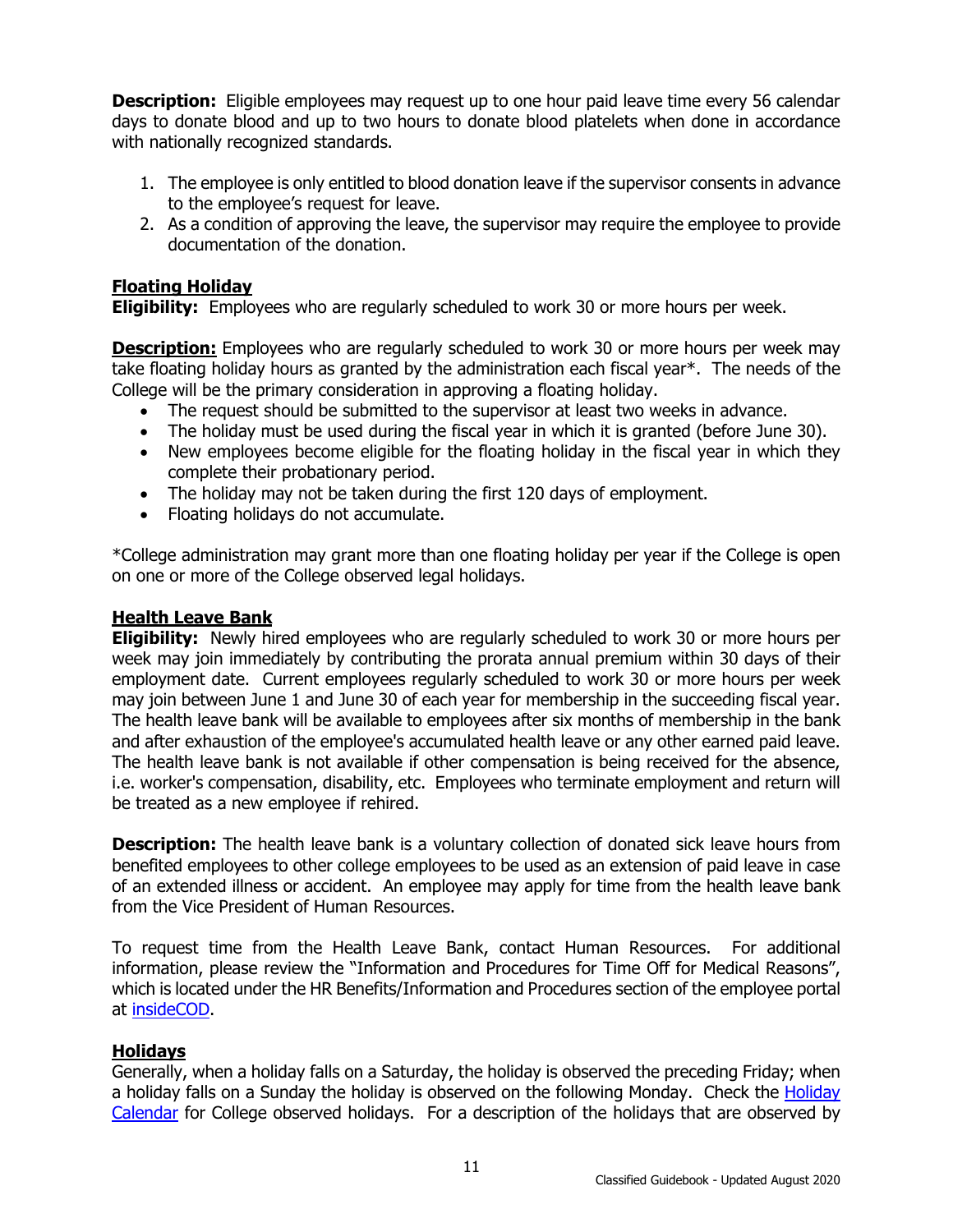**Description:** Eligible employees may request up to one hour paid leave time every 56 calendar days to donate blood and up to two hours to donate blood platelets when done in accordance with nationally recognized standards.

1. The employee is only entitled to blood donation leave if the supervisor consents in advance to the employee's request for leave.
2. As a condition of approving the leave, the supervisor may require the employee to provide documentation of the donation.

### Floating Holiday

**Eligibility:** Employees who are regularly scheduled to work 30 or more hours per week.

**Description:** Employees who are regularly scheduled to work 30 or more hours per week may take floating holiday hours as granted by the administration each fiscal year*. The needs of the College will be the primary consideration in approving a floating holiday.

- The request should be submitted to the supervisor at least two weeks in advance.
- The holiday must be used during the fiscal year in which it is granted (before June 30).
- New employees become eligible for the floating holiday in the fiscal year in which they complete their probationary period.
- The holiday may not be taken during the first 120 days of employment.
- Floating holidays do not accumulate.

*College administration may grant more than one floating holiday per year if the College is open on one or more of the College observed legal holidays.

### Health Leave Bank

**Eligibility:** Newly hired employees who are regularly scheduled to work 30 or more hours per week may join immediately by contributing the prorata annual premium within 30 days of their employment date. Current employees regularly scheduled to work 30 or more hours per week may join between June 1 and June 30 of each year for membership in the succeeding fiscal year. The health leave bank will be available to employees after six months of membership in the bank and after exhaustion of the employee's accumulated health leave or any other earned paid leave. The health leave bank is not available if other compensation is being received for the absence, i.e. worker's compensation, disability, etc. Employees who terminate employment and return will be treated as a new employee if rehired.

**Description:** The health leave bank is a voluntary collection of donated sick leave hours from benefited employees to other college employees to be used as an extension of paid leave in case of an extended illness or accident. An employee may apply for time from the health leave bank from the Vice President of Human Resources.

To request time from the Health Leave Bank, contact Human Resources. For additional information, please review the "Information and Procedures for Time Off for Medical Reasons", which is located under the HR Benefits/Information and Procedures section of the employee portal at insideCOD.

### Holidays

Generally, when a holiday falls on a Saturday, the holiday is observed the preceding Friday; when a holiday falls on a Sunday the holiday is observed on the following Monday. Check the Holiday Calendar for College observed holidays. For a description of the holidays that are observed by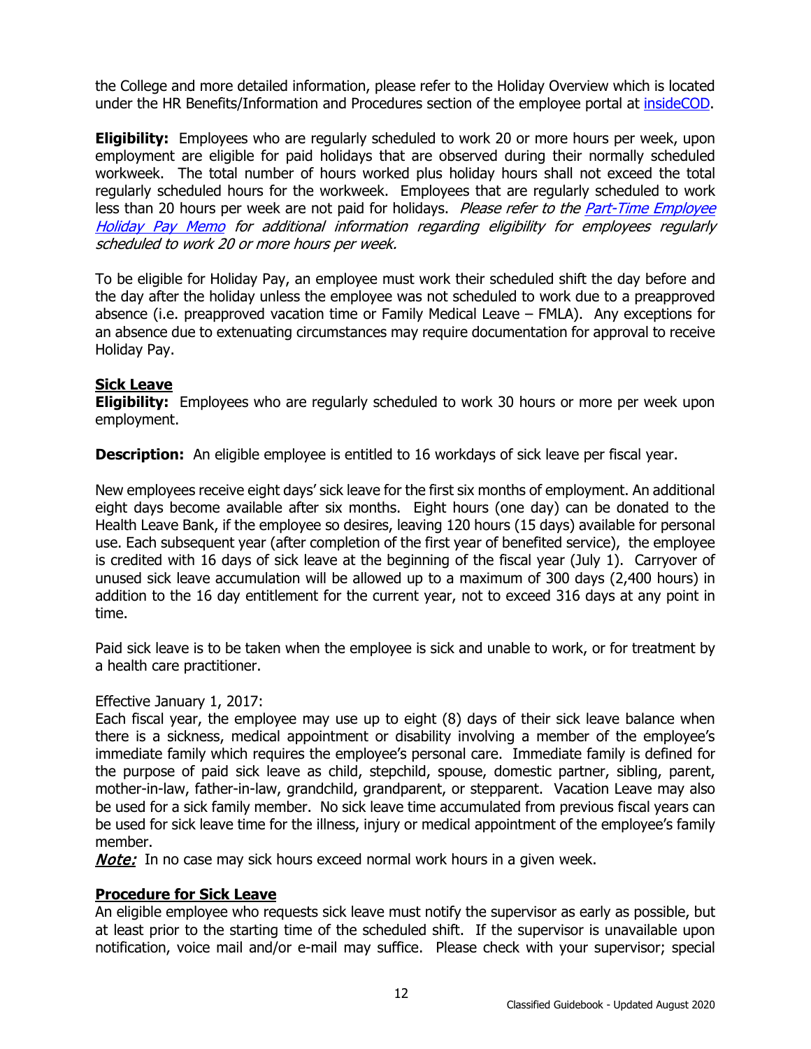the College and more detailed information, please refer to the Holiday Overview which is located under the HR Benefits/Information and Procedures section of the employee portal at [insideCOD](insideCOD).

**Eligibility:** Employees who are regularly scheduled to work 20 or more hours per week, upon employment are eligible for paid holidays that are observed during their normally scheduled workweek. The total number of hours worked plus holiday hours shall not exceed the total regularly scheduled hours for the workweek. Employees that are regularly scheduled to work less than 20 hours per week are not paid for holidays. *Please refer to the Part-Time Employee Holiday Pay Memo for additional information regarding eligibility for employees regularly scheduled to work 20 or more hours per week.*

To be eligible for Holiday Pay, an employee must work their scheduled shift the day before and the day after the holiday unless the employee was not scheduled to work due to a preapproved absence (i.e. preapproved vacation time or Family Medical Leave – FMLA). Any exceptions for an absence due to extenuating circumstances may require documentation for approval to receive Holiday Pay.

## Sick Leave

**Eligibility:** Employees who are regularly scheduled to work 30 hours or more per week upon employment.

**Description:** An eligible employee is entitled to 16 workdays of sick leave per fiscal year.

New employees receive eight days' sick leave for the first six months of employment. An additional eight days become available after six months. Eight hours (one day) can be donated to the Health Leave Bank, if the employee so desires, leaving 120 hours (15 days) available for personal use. Each subsequent year (after completion of the first year of benefited service), the employee is credited with 16 days of sick leave at the beginning of the fiscal year (July 1). Carryover of unused sick leave accumulation will be allowed up to a maximum of 300 days (2,400 hours) in addition to the 16 day entitlement for the current year, not to exceed 316 days at any point in time.

Paid sick leave is to be taken when the employee is sick and unable to work, or for treatment by a health care practitioner.

Effective January 1, 2017:
Each fiscal year, the employee may use up to eight (8) days of their sick leave balance when there is a sickness, medical appointment or disability involving a member of the employee's immediate family which requires the employee's personal care. Immediate family is defined for the purpose of paid sick leave as child, stepchild, spouse, domestic partner, sibling, parent, mother-in-law, father-in-law, grandchild, grandparent, or stepparent. Vacation Leave may also be used for a sick family member. No sick leave time accumulated from previous fiscal years can be used for sick leave time for the illness, injury or medical appointment of the employee's family member.

***Note:*** In no case may sick hours exceed normal work hours in a given week.

## Procedure for Sick Leave

An eligible employee who requests sick leave must notify the supervisor as early as possible, but at least prior to the starting time of the scheduled shift. If the supervisor is unavailable upon notification, voice mail and/or e-mail may suffice. Please check with your supervisor; special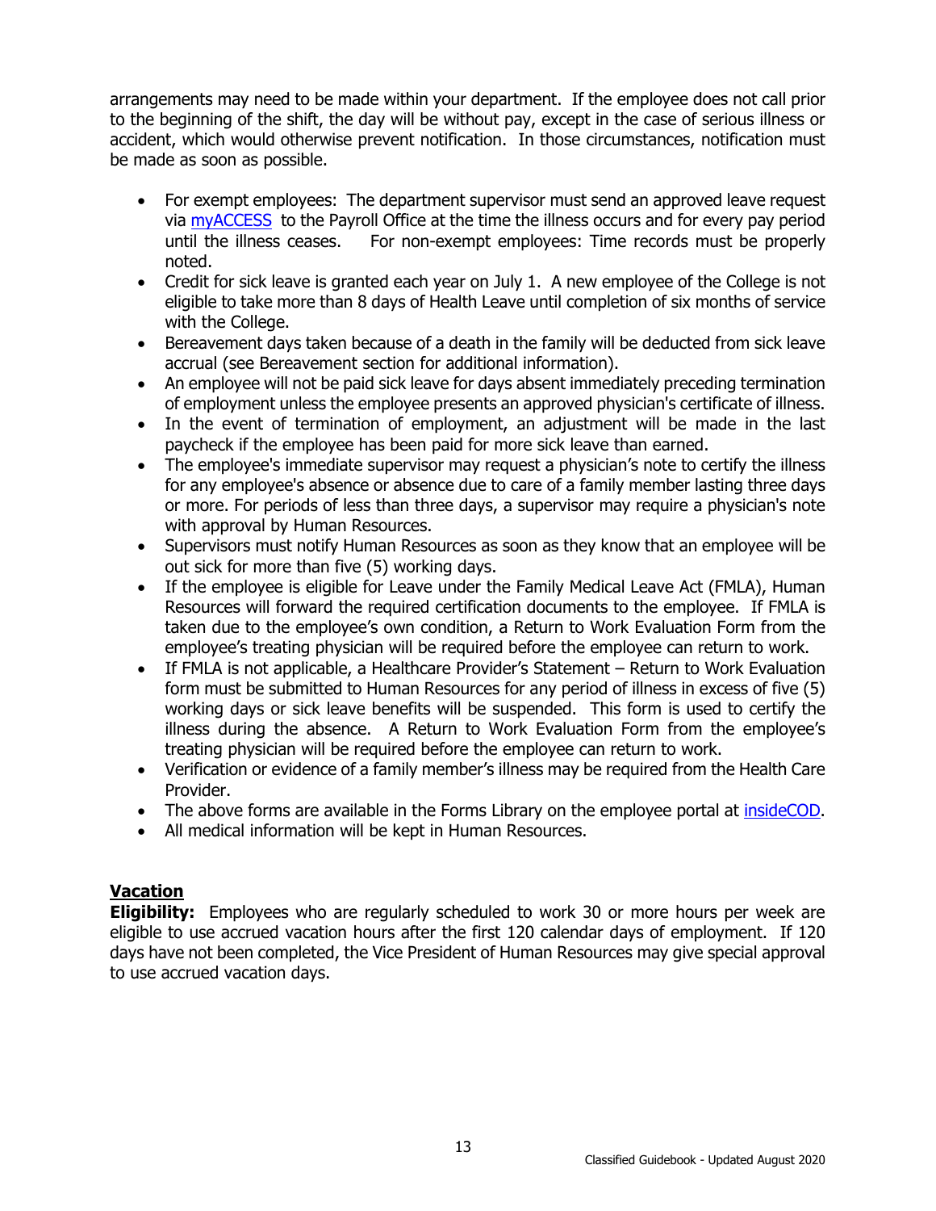arrangements may need to be made within your department. If the employee does not call prior to the beginning of the shift, the day will be without pay, except in the case of serious illness or accident, which would otherwise prevent notification. In those circumstances, notification must be made as soon as possible.

- For exempt employees: The department supervisor must send an approved leave request via [myACCESS](myACCESS) to the Payroll Office at the time the illness occurs and for every pay period until the illness ceases. For non-exempt employees: Time records must be properly noted.
- Credit for sick leave is granted each year on July 1. A new employee of the College is not eligible to take more than 8 days of Health Leave until completion of six months of service with the College.
- Bereavement days taken because of a death in the family will be deducted from sick leave accrual (see Bereavement section for additional information).
- An employee will not be paid sick leave for days absent immediately preceding termination of employment unless the employee presents an approved physician's certificate of illness.
- In the event of termination of employment, an adjustment will be made in the last paycheck if the employee has been paid for more sick leave than earned.
- The employee's immediate supervisor may request a physician's note to certify the illness for any employee's absence or absence due to care of a family member lasting three days or more. For periods of less than three days, a supervisor may require a physician's note with approval by Human Resources.
- Supervisors must notify Human Resources as soon as they know that an employee will be out sick for more than five (5) working days.
- If the employee is eligible for Leave under the Family Medical Leave Act (FMLA), Human Resources will forward the required certification documents to the employee. If FMLA is taken due to the employee's own condition, a Return to Work Evaluation Form from the employee's treating physician will be required before the employee can return to work.
- If FMLA is not applicable, a Healthcare Provider's Statement – Return to Work Evaluation form must be submitted to Human Resources for any period of illness in excess of five (5) working days or sick leave benefits will be suspended. This form is used to certify the illness during the absence. A Return to Work Evaluation Form from the employee's treating physician will be required before the employee can return to work.
- Verification or evidence of a family member's illness may be required from the Health Care Provider.
- The above forms are available in the Forms Library on the employee portal at [insideCOD](insideCOD).
- All medical information will be kept in Human Resources.

## Vacation

**Eligibility:** Employees who are regularly scheduled to work 30 or more hours per week are eligible to use accrued vacation hours after the first 120 calendar days of employment. If 120 days have not been completed, the Vice President of Human Resources may give special approval to use accrued vacation days.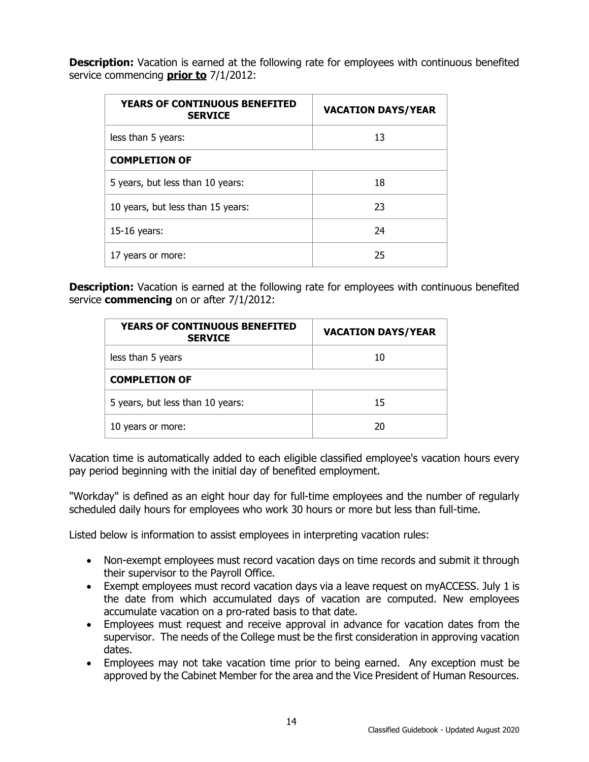**Description:** Vacation is earned at the following rate for employees with continuous benefited service commencing **prior to** 7/1/2012:

| YEARS OF CONTINUOUS BENEFITED SERVICE | VACATION DAYS/YEAR |
|---|---|
| less than 5 years: | 13 |
| **COMPLETION OF** | |
| 5 years, but less than 10 years: | 18 |
| 10 years, but less than 15 years: | 23 |
| 15-16 years: | 24 |
| 17 years or more: | 25 |

**Description:** Vacation is earned at the following rate for employees with continuous benefited service **commencing** on or after 7/1/2012:

| YEARS OF CONTINUOUS BENEFITED SERVICE | VACATION DAYS/YEAR |
|---|---|
| less than 5 years | 10 |
| **COMPLETION OF** | |
| 5 years, but less than 10 years: | 15 |
| 10 years or more: | 20 |

Vacation time is automatically added to each eligible classified employee's vacation hours every pay period beginning with the initial day of benefited employment.

"Workday" is defined as an eight hour day for full-time employees and the number of regularly scheduled daily hours for employees who work 30 hours or more but less than full-time.

Listed below is information to assist employees in interpreting vacation rules:

- Non-exempt employees must record vacation days on time records and submit it through their supervisor to the Payroll Office.
- Exempt employees must record vacation days via a leave request on myACCESS. July 1 is the date from which accumulated days of vacation are computed. New employees accumulate vacation on a pro-rated basis to that date.
- Employees must request and receive approval in advance for vacation dates from the supervisor. The needs of the College must be the first consideration in approving vacation dates.
- Employees may not take vacation time prior to being earned. Any exception must be approved by the Cabinet Member for the area and the Vice President of Human Resources.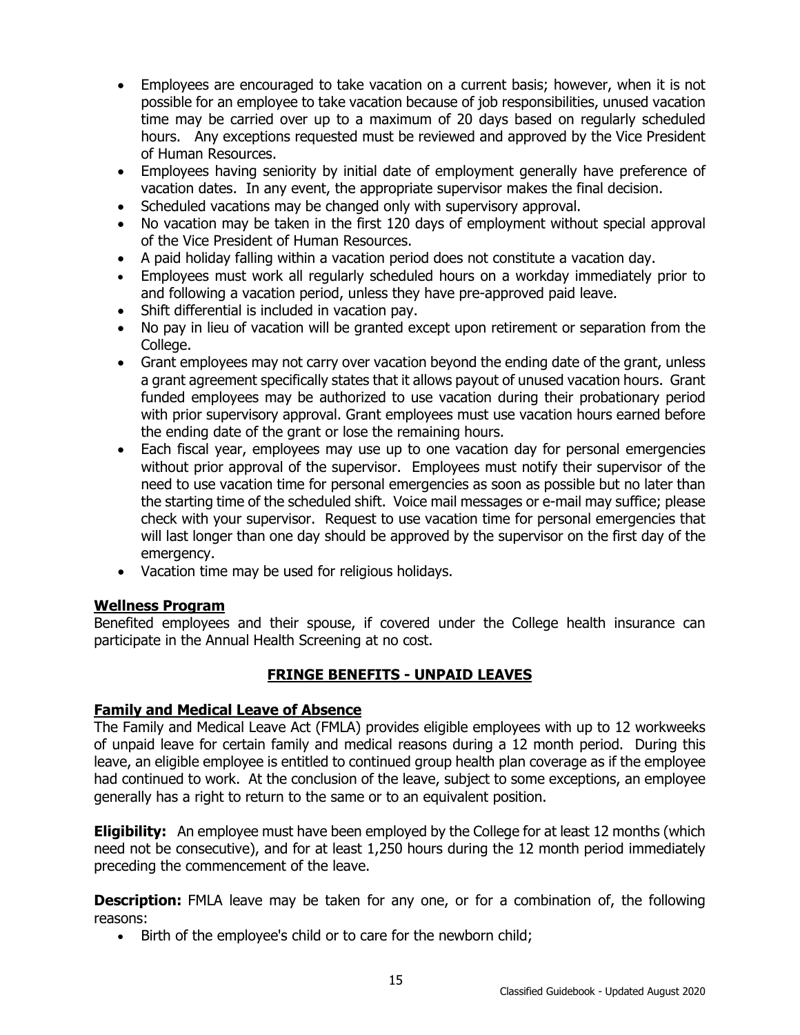- Employees are encouraged to take vacation on a current basis; however, when it is not possible for an employee to take vacation because of job responsibilities, unused vacation time may be carried over up to a maximum of 20 days based on regularly scheduled hours. Any exceptions requested must be reviewed and approved by the Vice President of Human Resources.
- Employees having seniority by initial date of employment generally have preference of vacation dates. In any event, the appropriate supervisor makes the final decision.
- Scheduled vacations may be changed only with supervisory approval.
- No vacation may be taken in the first 120 days of employment without special approval of the Vice President of Human Resources.
- A paid holiday falling within a vacation period does not constitute a vacation day.
- Employees must work all regularly scheduled hours on a workday immediately prior to and following a vacation period, unless they have pre-approved paid leave.
- Shift differential is included in vacation pay.
- No pay in lieu of vacation will be granted except upon retirement or separation from the College.
- Grant employees may not carry over vacation beyond the ending date of the grant, unless a grant agreement specifically states that it allows payout of unused vacation hours. Grant funded employees may be authorized to use vacation during their probationary period with prior supervisory approval. Grant employees must use vacation hours earned before the ending date of the grant or lose the remaining hours.
- Each fiscal year, employees may use up to one vacation day for personal emergencies without prior approval of the supervisor. Employees must notify their supervisor of the need to use vacation time for personal emergencies as soon as possible but no later than the starting time of the scheduled shift. Voice mail messages or e-mail may suffice; please check with your supervisor. Request to use vacation time for personal emergencies that will last longer than one day should be approved by the supervisor on the first day of the emergency.
- Vacation time may be used for religious holidays.

### Wellness Program

Benefited employees and their spouse, if covered under the College health insurance can participate in the Annual Health Screening at no cost.

## FRINGE BENEFITS - UNPAID LEAVES

### Family and Medical Leave of Absence

The Family and Medical Leave Act (FMLA) provides eligible employees with up to 12 workweeks of unpaid leave for certain family and medical reasons during a 12 month period. During this leave, an eligible employee is entitled to continued group health plan coverage as if the employee had continued to work. At the conclusion of the leave, subject to some exceptions, an employee generally has a right to return to the same or to an equivalent position.

**Eligibility:** An employee must have been employed by the College for at least 12 months (which need not be consecutive), and for at least 1,250 hours during the 12 month period immediately preceding the commencement of the leave.

**Description:** FMLA leave may be taken for any one, or for a combination of, the following reasons:

- Birth of the employee's child or to care for the newborn child;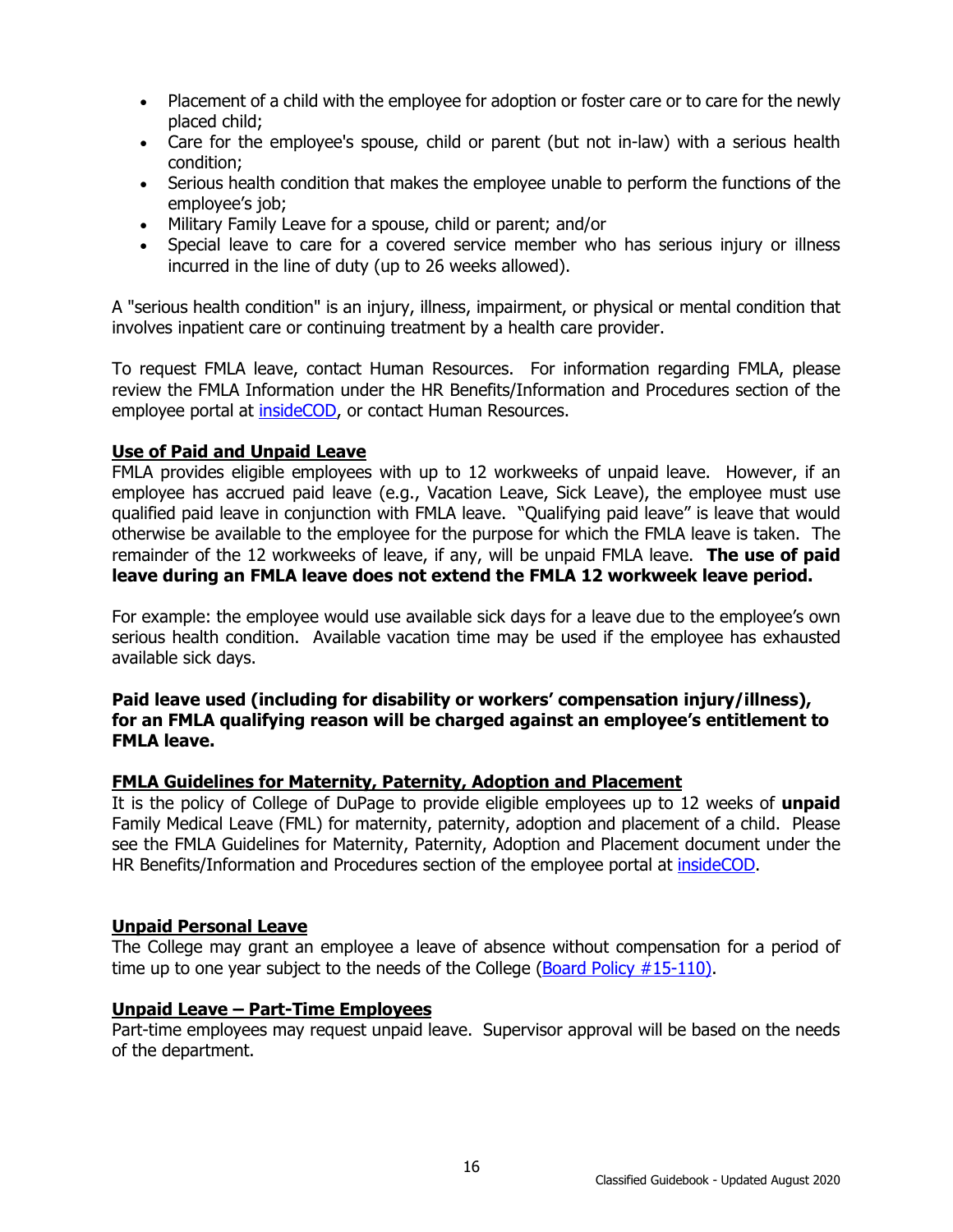- Placement of a child with the employee for adoption or foster care or to care for the newly placed child;
- Care for the employee's spouse, child or parent (but not in-law) with a serious health condition;
- Serious health condition that makes the employee unable to perform the functions of the employee's job;
- Military Family Leave for a spouse, child or parent; and/or
- Special leave to care for a covered service member who has serious injury or illness incurred in the line of duty (up to 26 weeks allowed).

A "serious health condition" is an injury, illness, impairment, or physical or mental condition that involves inpatient care or continuing treatment by a health care provider.

To request FMLA leave, contact Human Resources. For information regarding FMLA, please review the FMLA Information under the HR Benefits/Information and Procedures section of the employee portal at insideCOD, or contact Human Resources.

**Use of Paid and Unpaid Leave**

FMLA provides eligible employees with up to 12 workweeks of unpaid leave. However, if an employee has accrued paid leave (e.g., Vacation Leave, Sick Leave), the employee must use qualified paid leave in conjunction with FMLA leave. "Qualifying paid leave" is leave that would otherwise be available to the employee for the purpose for which the FMLA leave is taken. The remainder of the 12 workweeks of leave, if any, will be unpaid FMLA leave. **The use of paid leave during an FMLA leave does not extend the FMLA 12 workweek leave period.**

For example: the employee would use available sick days for a leave due to the employee's own serious health condition. Available vacation time may be used if the employee has exhausted available sick days.

**Paid leave used (including for disability or workers' compensation injury/illness), for an FMLA qualifying reason will be charged against an employee's entitlement to FMLA leave.**

**FMLA Guidelines for Maternity, Paternity, Adoption and Placement**

It is the policy of College of DuPage to provide eligible employees up to 12 weeks of **unpaid** Family Medical Leave (FML) for maternity, paternity, adoption and placement of a child. Please see the FMLA Guidelines for Maternity, Paternity, Adoption and Placement document under the HR Benefits/Information and Procedures section of the employee portal at insideCOD.

**Unpaid Personal Leave**

The College may grant an employee a leave of absence without compensation for a period of time up to one year subject to the needs of the College (Board Policy #15-110).

**Unpaid Leave – Part-Time Employees**

Part-time employees may request unpaid leave. Supervisor approval will be based on the needs of the department.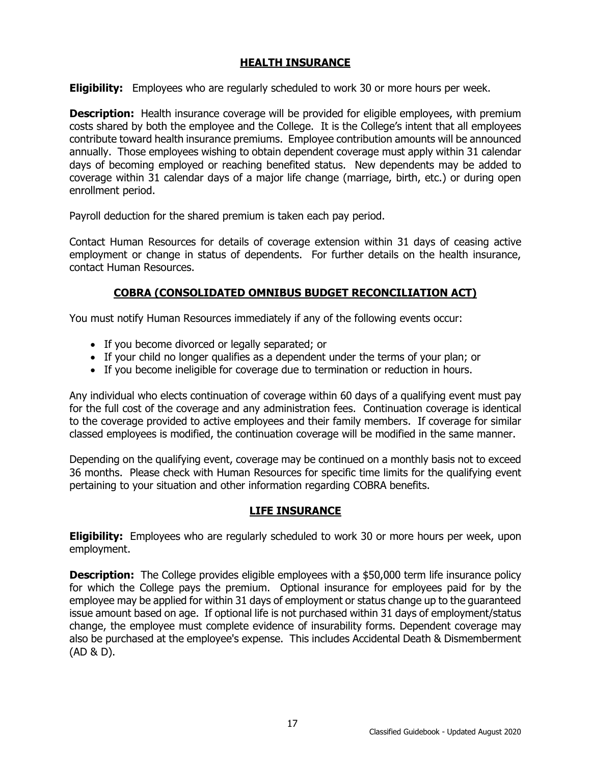## HEALTH INSURANCE

**Eligibility:** Employees who are regularly scheduled to work 30 or more hours per week.

**Description:** Health insurance coverage will be provided for eligible employees, with premium costs shared by both the employee and the College. It is the College's intent that all employees contribute toward health insurance premiums. Employee contribution amounts will be announced annually. Those employees wishing to obtain dependent coverage must apply within 31 calendar days of becoming employed or reaching benefited status. New dependents may be added to coverage within 31 calendar days of a major life change (marriage, birth, etc.) or during open enrollment period.

Payroll deduction for the shared premium is taken each pay period.

Contact Human Resources for details of coverage extension within 31 days of ceasing active employment or change in status of dependents. For further details on the health insurance, contact Human Resources.

## COBRA (CONSOLIDATED OMNIBUS BUDGET RECONCILIATION ACT)

You must notify Human Resources immediately if any of the following events occur:

- If you become divorced or legally separated; or
- If your child no longer qualifies as a dependent under the terms of your plan; or
- If you become ineligible for coverage due to termination or reduction in hours.

Any individual who elects continuation of coverage within 60 days of a qualifying event must pay for the full cost of the coverage and any administration fees. Continuation coverage is identical to the coverage provided to active employees and their family members. If coverage for similar classed employees is modified, the continuation coverage will be modified in the same manner.

Depending on the qualifying event, coverage may be continued on a monthly basis not to exceed 36 months. Please check with Human Resources for specific time limits for the qualifying event pertaining to your situation and other information regarding COBRA benefits.

## LIFE INSURANCE

**Eligibility:** Employees who are regularly scheduled to work 30 or more hours per week, upon employment.

**Description:** The College provides eligible employees with a $50,000 term life insurance policy for which the College pays the premium. Optional insurance for employees paid for by the employee may be applied for within 31 days of employment or status change up to the guaranteed issue amount based on age. If optional life is not purchased within 31 days of employment/status change, the employee must complete evidence of insurability forms. Dependent coverage may also be purchased at the employee's expense. This includes Accidental Death & Dismemberment (AD & D).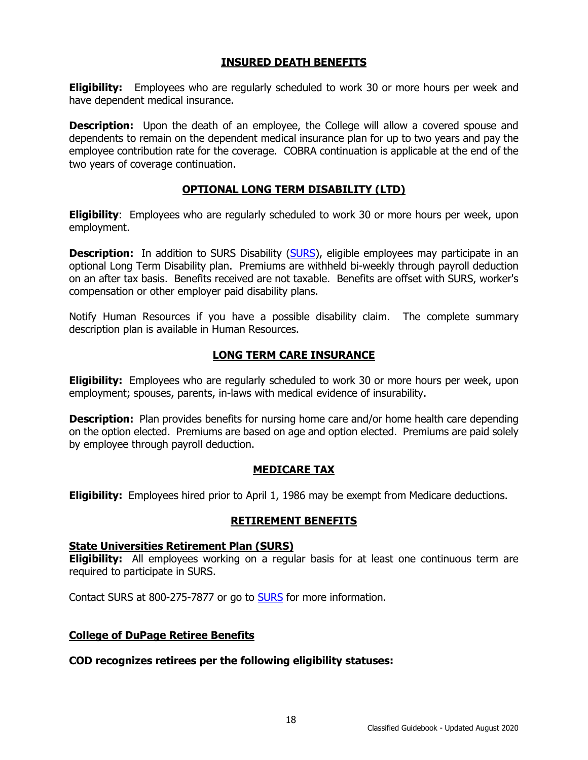## INSURED DEATH BENEFITS

**Eligibility:** Employees who are regularly scheduled to work 30 or more hours per week and have dependent medical insurance.

**Description:** Upon the death of an employee, the College will allow a covered spouse and dependents to remain on the dependent medical insurance plan for up to two years and pay the employee contribution rate for the coverage. COBRA continuation is applicable at the end of the two years of coverage continuation.

## OPTIONAL LONG TERM DISABILITY (LTD)

**Eligibility**: Employees who are regularly scheduled to work 30 or more hours per week, upon employment.

**Description:** In addition to SURS Disability (SURS), eligible employees may participate in an optional Long Term Disability plan. Premiums are withheld bi-weekly through payroll deduction on an after tax basis. Benefits received are not taxable. Benefits are offset with SURS, worker's compensation or other employer paid disability plans.

Notify Human Resources if you have a possible disability claim. The complete summary description plan is available in Human Resources.

## LONG TERM CARE INSURANCE

**Eligibility:** Employees who are regularly scheduled to work 30 or more hours per week, upon employment; spouses, parents, in-laws with medical evidence of insurability.

**Description:** Plan provides benefits for nursing home care and/or home health care depending on the option elected. Premiums are based on age and option elected. Premiums are paid solely by employee through payroll deduction.

## MEDICARE TAX

**Eligibility:** Employees hired prior to April 1, 1986 may be exempt from Medicare deductions.

## RETIREMENT BENEFITS

### State Universities Retirement Plan (SURS)

**Eligibility:** All employees working on a regular basis for at least one continuous term are required to participate in SURS.

Contact SURS at 800-275-7877 or go to SURS for more information.

### College of DuPage Retiree Benefits

**COD recognizes retirees per the following eligibility statuses:**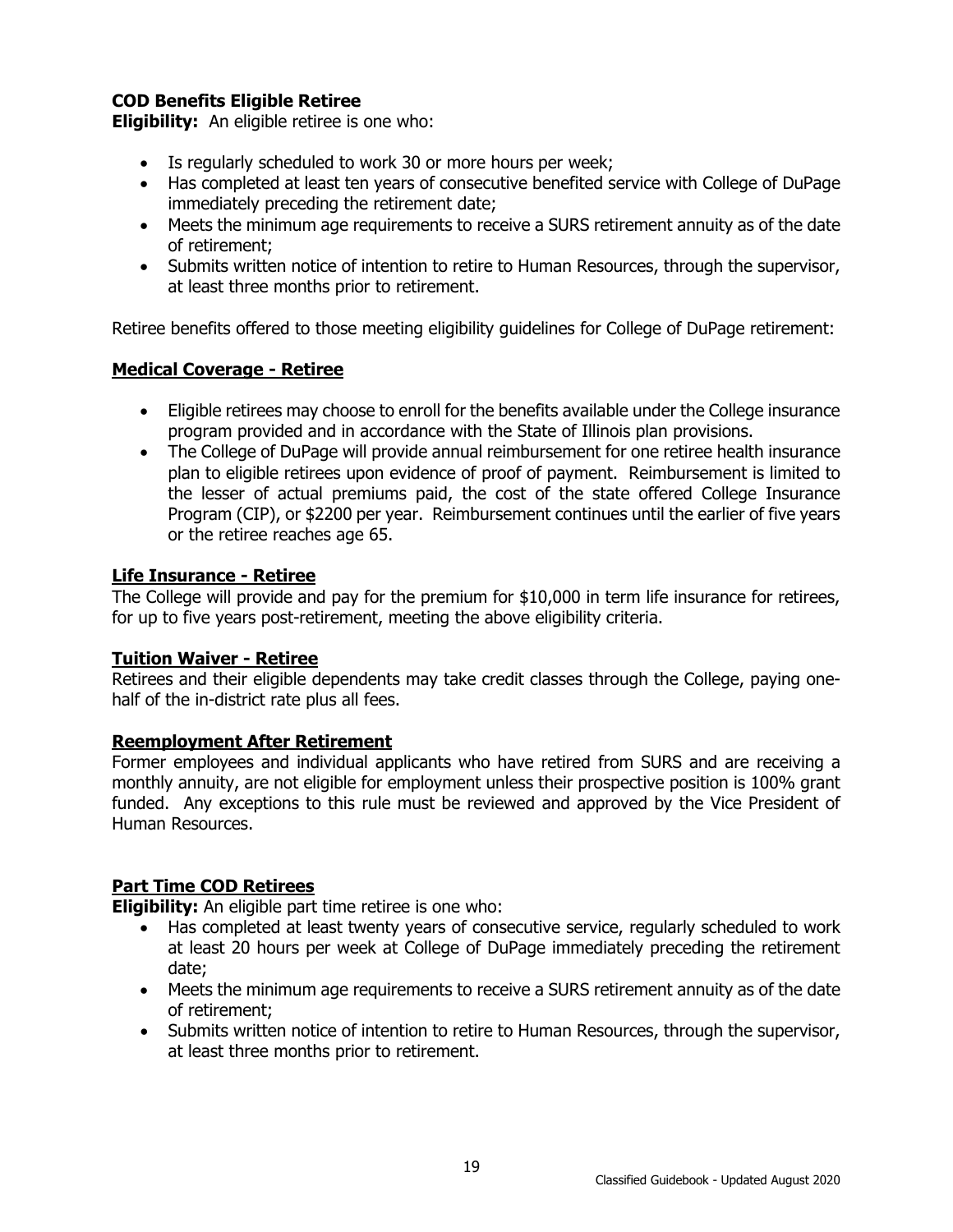### COD Benefits Eligible Retiree

**Eligibility:** An eligible retiree is one who:

- Is regularly scheduled to work 30 or more hours per week;
- Has completed at least ten years of consecutive benefited service with College of DuPage immediately preceding the retirement date;
- Meets the minimum age requirements to receive a SURS retirement annuity as of the date of retirement;
- Submits written notice of intention to retire to Human Resources, through the supervisor, at least three months prior to retirement.

Retiree benefits offered to those meeting eligibility guidelines for College of DuPage retirement:

#### Medical Coverage - Retiree

- Eligible retirees may choose to enroll for the benefits available under the College insurance program provided and in accordance with the State of Illinois plan provisions.
- The College of DuPage will provide annual reimbursement for one retiree health insurance plan to eligible retirees upon evidence of proof of payment. Reimbursement is limited to the lesser of actual premiums paid, the cost of the state offered College Insurance Program (CIP), or $2200 per year. Reimbursement continues until the earlier of five years or the retiree reaches age 65.

#### Life Insurance - Retiree

The College will provide and pay for the premium for $10,000 in term life insurance for retirees, for up to five years post-retirement, meeting the above eligibility criteria.

#### Tuition Waiver - Retiree

Retirees and their eligible dependents may take credit classes through the College, paying one-half of the in-district rate plus all fees.

#### Reemployment After Retirement

Former employees and individual applicants who have retired from SURS and are receiving a monthly annuity, are not eligible for employment unless their prospective position is 100% grant funded. Any exceptions to this rule must be reviewed and approved by the Vice President of Human Resources.

#### Part Time COD Retirees

**Eligibility:** An eligible part time retiree is one who:

- Has completed at least twenty years of consecutive service, regularly scheduled to work at least 20 hours per week at College of DuPage immediately preceding the retirement date;
- Meets the minimum age requirements to receive a SURS retirement annuity as of the date of retirement;
- Submits written notice of intention to retire to Human Resources, through the supervisor, at least three months prior to retirement.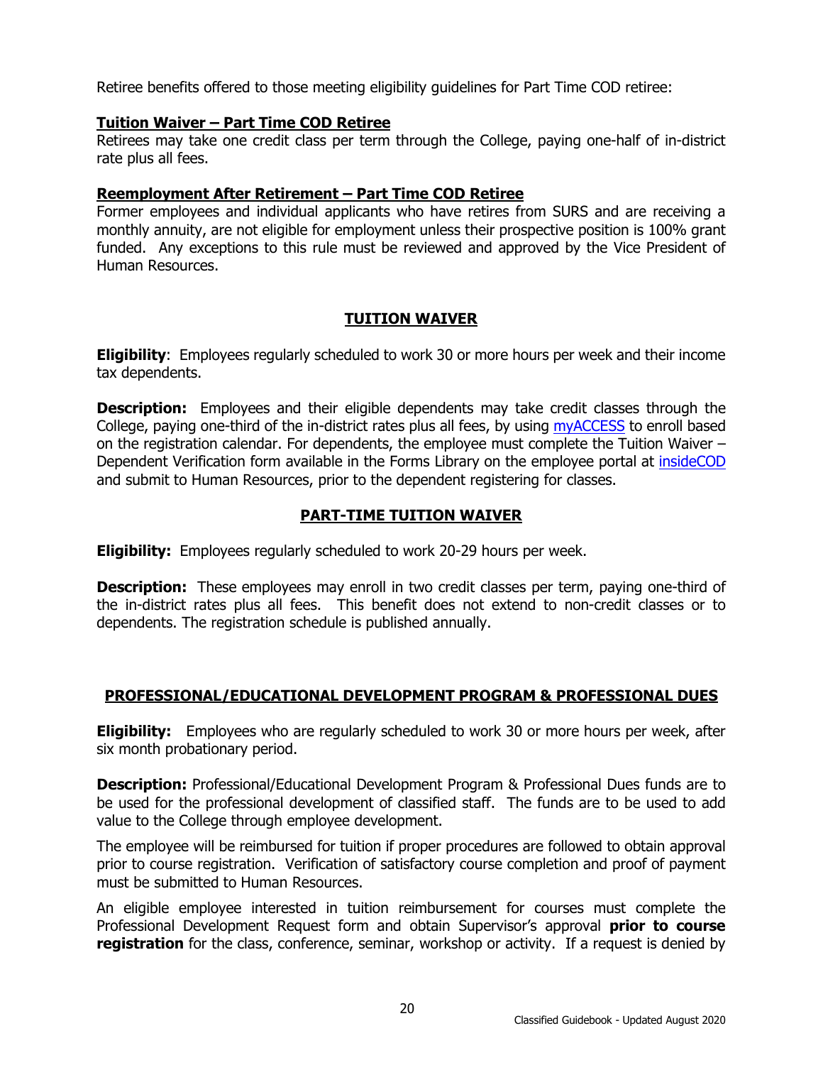Retiree benefits offered to those meeting eligibility guidelines for Part Time COD retiree:

**Tuition Waiver – Part Time COD Retiree**

Retirees may take one credit class per term through the College, paying one-half of in-district rate plus all fees.

**Reemployment After Retirement – Part Time COD Retiree**

Former employees and individual applicants who have retires from SURS and are receiving a monthly annuity, are not eligible for employment unless their prospective position is 100% grant funded. Any exceptions to this rule must be reviewed and approved by the Vice President of Human Resources.

## TUITION WAIVER

**Eligibility**: Employees regularly scheduled to work 30 or more hours per week and their income tax dependents.

**Description:** Employees and their eligible dependents may take credit classes through the College, paying one-third of the in-district rates plus all fees, by using myACCESS to enroll based on the registration calendar. For dependents, the employee must complete the Tuition Waiver – Dependent Verification form available in the Forms Library on the employee portal at insideCOD and submit to Human Resources, prior to the dependent registering for classes.

## PART-TIME TUITION WAIVER

**Eligibility:** Employees regularly scheduled to work 20-29 hours per week.

**Description:** These employees may enroll in two credit classes per term, paying one-third of the in-district rates plus all fees. This benefit does not extend to non-credit classes or to dependents. The registration schedule is published annually.

## PROFESSIONAL/EDUCATIONAL DEVELOPMENT PROGRAM & PROFESSIONAL DUES

**Eligibility:** Employees who are regularly scheduled to work 30 or more hours per week, after six month probationary period.

**Description:** Professional/Educational Development Program & Professional Dues funds are to be used for the professional development of classified staff. The funds are to be used to add value to the College through employee development.

The employee will be reimbursed for tuition if proper procedures are followed to obtain approval prior to course registration. Verification of satisfactory course completion and proof of payment must be submitted to Human Resources.

An eligible employee interested in tuition reimbursement for courses must complete the Professional Development Request form and obtain Supervisor's approval **prior to course registration** for the class, conference, seminar, workshop or activity. If a request is denied by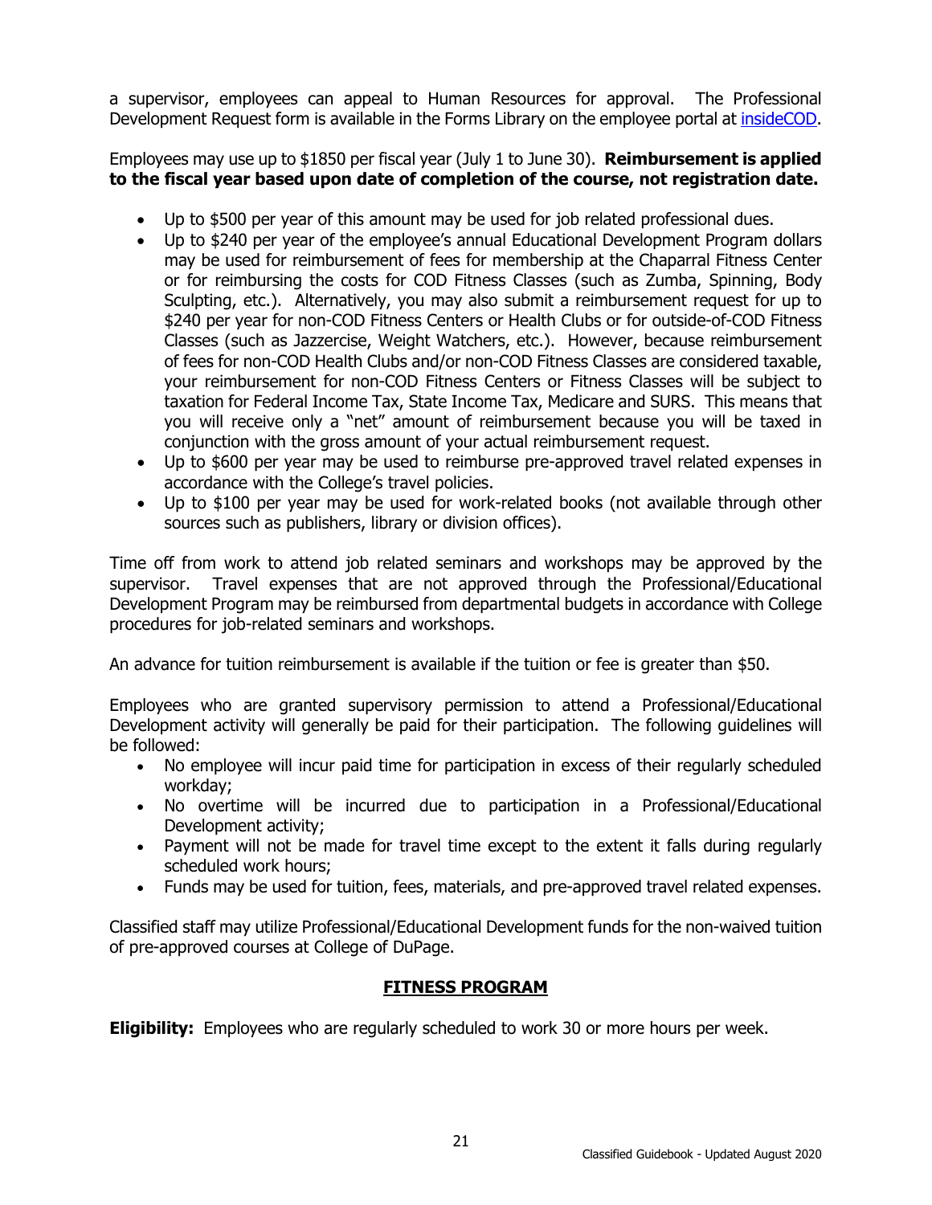a supervisor, employees can appeal to Human Resources for approval. The Professional Development Request form is available in the Forms Library on the employee portal at [insideCOD](insideCOD).

Employees may use up to $1850 per fiscal year (July 1 to June 30). **Reimbursement is applied to the fiscal year based upon date of completion of the course, not registration date.**

- Up to $500 per year of this amount may be used for job related professional dues.
- Up to $240 per year of the employee's annual Educational Development Program dollars may be used for reimbursement of fees for membership at the Chaparral Fitness Center or for reimbursing the costs for COD Fitness Classes (such as Zumba, Spinning, Body Sculpting, etc.). Alternatively, you may also submit a reimbursement request for up to $240 per year for non-COD Fitness Centers or Health Clubs or for outside-of-COD Fitness Classes (such as Jazzercise, Weight Watchers, etc.). However, because reimbursement of fees for non-COD Health Clubs and/or non-COD Fitness Classes are considered taxable, your reimbursement for non-COD Fitness Centers or Fitness Classes will be subject to taxation for Federal Income Tax, State Income Tax, Medicare and SURS. This means that you will receive only a "net" amount of reimbursement because you will be taxed in conjunction with the gross amount of your actual reimbursement request.
- Up to $600 per year may be used to reimburse pre-approved travel related expenses in accordance with the College's travel policies.
- Up to $100 per year may be used for work-related books (not available through other sources such as publishers, library or division offices).

Time off from work to attend job related seminars and workshops may be approved by the supervisor. Travel expenses that are not approved through the Professional/Educational Development Program may be reimbursed from departmental budgets in accordance with College procedures for job-related seminars and workshops.

An advance for tuition reimbursement is available if the tuition or fee is greater than $50.

Employees who are granted supervisory permission to attend a Professional/Educational Development activity will generally be paid for their participation. The following guidelines will be followed:

- No employee will incur paid time for participation in excess of their regularly scheduled workday;
- No overtime will be incurred due to participation in a Professional/Educational Development activity;
- Payment will not be made for travel time except to the extent it falls during regularly scheduled work hours;
- Funds may be used for tuition, fees, materials, and pre-approved travel related expenses.

Classified staff may utilize Professional/Educational Development funds for the non-waived tuition of pre-approved courses at College of DuPage.

## FITNESS PROGRAM

**Eligibility:** Employees who are regularly scheduled to work 30 or more hours per week.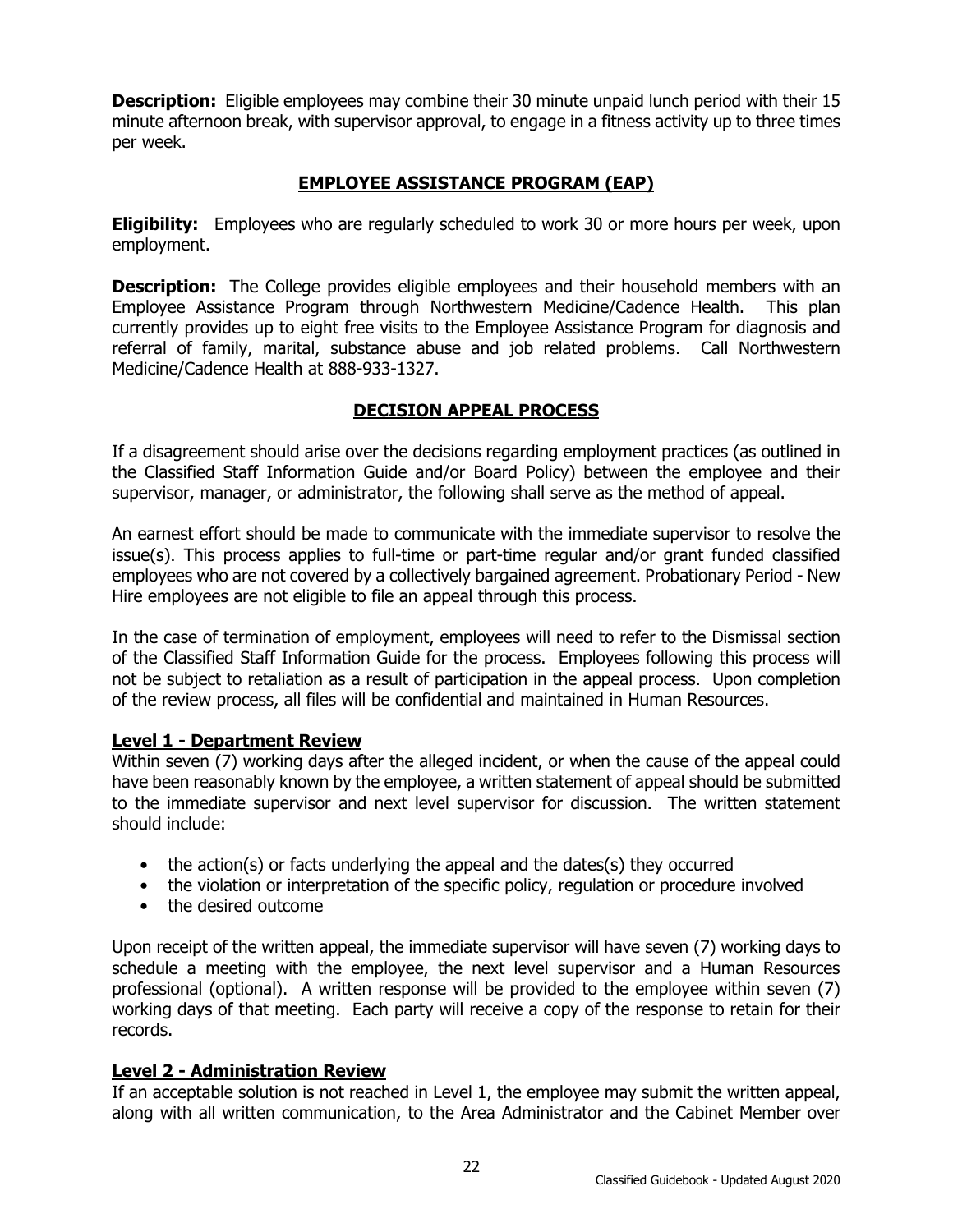**Description:** Eligible employees may combine their 30 minute unpaid lunch period with their 15 minute afternoon break, with supervisor approval, to engage in a fitness activity up to three times per week.

## EMPLOYEE ASSISTANCE PROGRAM (EAP)

**Eligibility:** Employees who are regularly scheduled to work 30 or more hours per week, upon employment.

**Description:** The College provides eligible employees and their household members with an Employee Assistance Program through Northwestern Medicine/Cadence Health. This plan currently provides up to eight free visits to the Employee Assistance Program for diagnosis and referral of family, marital, substance abuse and job related problems. Call Northwestern Medicine/Cadence Health at 888-933-1327.

## DECISION APPEAL PROCESS

If a disagreement should arise over the decisions regarding employment practices (as outlined in the Classified Staff Information Guide and/or Board Policy) between the employee and their supervisor, manager, or administrator, the following shall serve as the method of appeal.

An earnest effort should be made to communicate with the immediate supervisor to resolve the issue(s). This process applies to full-time or part-time regular and/or grant funded classified employees who are not covered by a collectively bargained agreement. Probationary Period - New Hire employees are not eligible to file an appeal through this process.

In the case of termination of employment, employees will need to refer to the Dismissal section of the Classified Staff Information Guide for the process. Employees following this process will not be subject to retaliation as a result of participation in the appeal process. Upon completion of the review process, all files will be confidential and maintained in Human Resources.

### Level 1 - Department Review

Within seven (7) working days after the alleged incident, or when the cause of the appeal could have been reasonably known by the employee, a written statement of appeal should be submitted to the immediate supervisor and next level supervisor for discussion. The written statement should include:

- the action(s) or facts underlying the appeal and the dates(s) they occurred
- the violation or interpretation of the specific policy, regulation or procedure involved
- the desired outcome

Upon receipt of the written appeal, the immediate supervisor will have seven (7) working days to schedule a meeting with the employee, the next level supervisor and a Human Resources professional (optional). A written response will be provided to the employee within seven (7) working days of that meeting. Each party will receive a copy of the response to retain for their records.

### Level 2 - Administration Review

If an acceptable solution is not reached in Level 1, the employee may submit the written appeal, along with all written communication, to the Area Administrator and the Cabinet Member over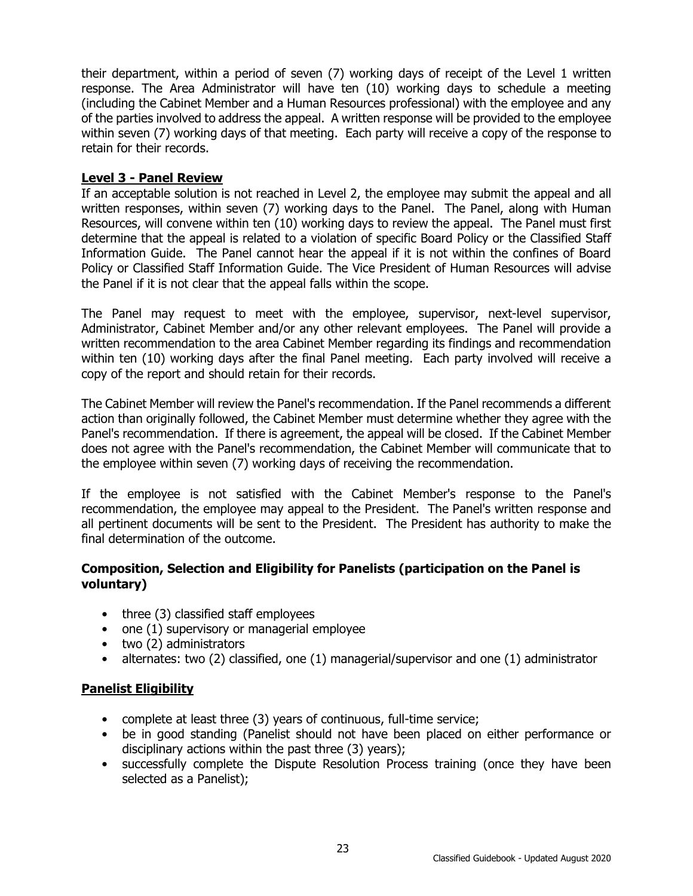their department, within a period of seven (7) working days of receipt of the Level 1 written response. The Area Administrator will have ten (10) working days to schedule a meeting (including the Cabinet Member and a Human Resources professional) with the employee and any of the parties involved to address the appeal. A written response will be provided to the employee within seven (7) working days of that meeting. Each party will receive a copy of the response to retain for their records.

### **Level 3 - Panel Review**

If an acceptable solution is not reached in Level 2, the employee may submit the appeal and all written responses, within seven (7) working days to the Panel. The Panel, along with Human Resources, will convene within ten (10) working days to review the appeal. The Panel must first determine that the appeal is related to a violation of specific Board Policy or the Classified Staff Information Guide. The Panel cannot hear the appeal if it is not within the confines of Board Policy or Classified Staff Information Guide. The Vice President of Human Resources will advise the Panel if it is not clear that the appeal falls within the scope.

The Panel may request to meet with the employee, supervisor, next-level supervisor, Administrator, Cabinet Member and/or any other relevant employees. The Panel will provide a written recommendation to the area Cabinet Member regarding its findings and recommendation within ten (10) working days after the final Panel meeting. Each party involved will receive a copy of the report and should retain for their records.

The Cabinet Member will review the Panel's recommendation. If the Panel recommends a different action than originally followed, the Cabinet Member must determine whether they agree with the Panel's recommendation. If there is agreement, the appeal will be closed. If the Cabinet Member does not agree with the Panel's recommendation, the Cabinet Member will communicate that to the employee within seven (7) working days of receiving the recommendation.

If the employee is not satisfied with the Cabinet Member's response to the Panel's recommendation, the employee may appeal to the President. The Panel's written response and all pertinent documents will be sent to the President. The President has authority to make the final determination of the outcome.

### **Composition, Selection and Eligibility for Panelists (participation on the Panel is voluntary)**

- three (3) classified staff employees
- one (1) supervisory or managerial employee
- two (2) administrators
- alternates: two (2) classified, one (1) managerial/supervisor and one (1) administrator

### **Panelist Eligibility**

- complete at least three (3) years of continuous, full-time service;
- be in good standing (Panelist should not have been placed on either performance or disciplinary actions within the past three (3) years);
- successfully complete the Dispute Resolution Process training (once they have been selected as a Panelist);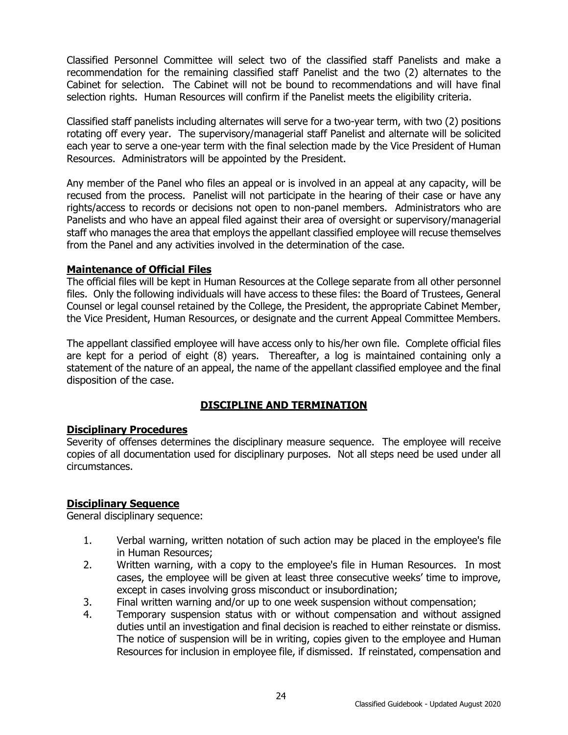Classified Personnel Committee will select two of the classified staff Panelists and make a recommendation for the remaining classified staff Panelist and the two (2) alternates to the Cabinet for selection. The Cabinet will not be bound to recommendations and will have final selection rights. Human Resources will confirm if the Panelist meets the eligibility criteria.

Classified staff panelists including alternates will serve for a two-year term, with two (2) positions rotating off every year. The supervisory/managerial staff Panelist and alternate will be solicited each year to serve a one-year term with the final selection made by the Vice President of Human Resources. Administrators will be appointed by the President.

Any member of the Panel who files an appeal or is involved in an appeal at any capacity, will be recused from the process. Panelist will not participate in the hearing of their case or have any rights/access to records or decisions not open to non-panel members. Administrators who are Panelists and who have an appeal filed against their area of oversight or supervisory/managerial staff who manages the area that employs the appellant classified employee will recuse themselves from the Panel and any activities involved in the determination of the case.

**Maintenance of Official Files**

The official files will be kept in Human Resources at the College separate from all other personnel files. Only the following individuals will have access to these files: the Board of Trustees, General Counsel or legal counsel retained by the College, the President, the appropriate Cabinet Member, the Vice President, Human Resources, or designate and the current Appeal Committee Members.

The appellant classified employee will have access only to his/her own file. Complete official files are kept for a period of eight (8) years. Thereafter, a log is maintained containing only a statement of the nature of an appeal, the name of the appellant classified employee and the final disposition of the case.

## DISCIPLINE AND TERMINATION

**Disciplinary Procedures**

Severity of offenses determines the disciplinary measure sequence. The employee will receive copies of all documentation used for disciplinary purposes. Not all steps need be used under all circumstances.

**Disciplinary Sequence**

General disciplinary sequence:

1. Verbal warning, written notation of such action may be placed in the employee's file in Human Resources;
2. Written warning, with a copy to the employee's file in Human Resources. In most cases, the employee will be given at least three consecutive weeks' time to improve, except in cases involving gross misconduct or insubordination;
3. Final written warning and/or up to one week suspension without compensation;
4. Temporary suspension status with or without compensation and without assigned duties until an investigation and final decision is reached to either reinstate or dismiss. The notice of suspension will be in writing, copies given to the employee and Human Resources for inclusion in employee file, if dismissed. If reinstated, compensation and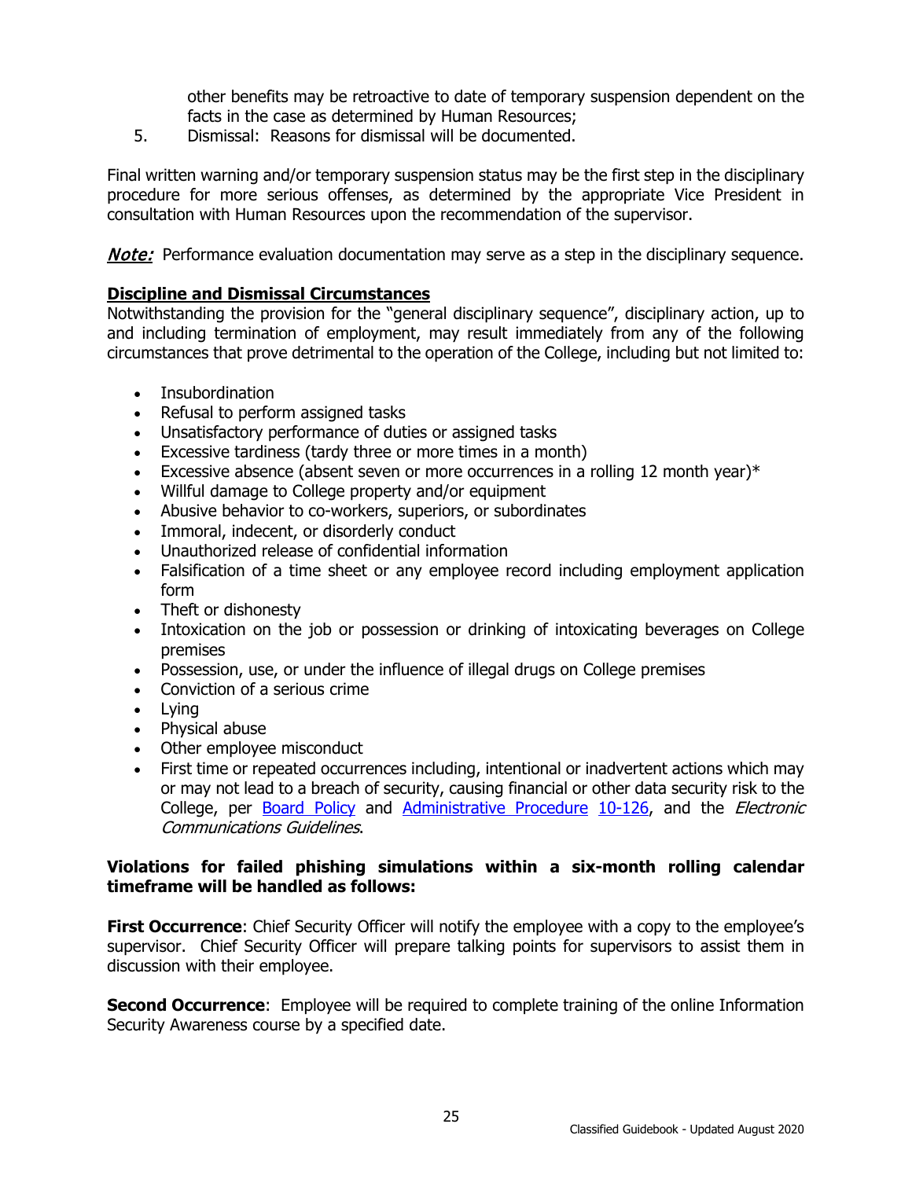other benefits may be retroactive to date of temporary suspension dependent on the facts in the case as determined by Human Resources;

5. Dismissal: Reasons for dismissal will be documented.

Final written warning and/or temporary suspension status may be the first step in the disciplinary procedure for more serious offenses, as determined by the appropriate Vice President in consultation with Human Resources upon the recommendation of the supervisor.

***Note:*** Performance evaluation documentation may serve as a step in the disciplinary sequence.

**Discipline and Dismissal Circumstances**

Notwithstanding the provision for the "general disciplinary sequence", disciplinary action, up to and including termination of employment, may result immediately from any of the following circumstances that prove detrimental to the operation of the College, including but not limited to:

- Insubordination
- Refusal to perform assigned tasks
- Unsatisfactory performance of duties or assigned tasks
- Excessive tardiness (tardy three or more times in a month)
- Excessive absence (absent seven or more occurrences in a rolling 12 month year)*
- Willful damage to College property and/or equipment
- Abusive behavior to co-workers, superiors, or subordinates
- Immoral, indecent, or disorderly conduct
- Unauthorized release of confidential information
- Falsification of a time sheet or any employee record including employment application form
- Theft or dishonesty
- Intoxication on the job or possession or drinking of intoxicating beverages on College premises
- Possession, use, or under the influence of illegal drugs on College premises
- Conviction of a serious crime
- Lying
- Physical abuse
- Other employee misconduct
- First time or repeated occurrences including, intentional or inadvertent actions which may or may not lead to a breach of security, causing financial or other data security risk to the College, per Board Policy and Administrative Procedure 10-126, and the *Electronic Communications Guidelines*.

**Violations for failed phishing simulations within a six-month rolling calendar timeframe will be handled as follows:**

**First Occurrence**: Chief Security Officer will notify the employee with a copy to the employee's supervisor. Chief Security Officer will prepare talking points for supervisors to assist them in discussion with their employee.

**Second Occurrence**: Employee will be required to complete training of the online Information Security Awareness course by a specified date.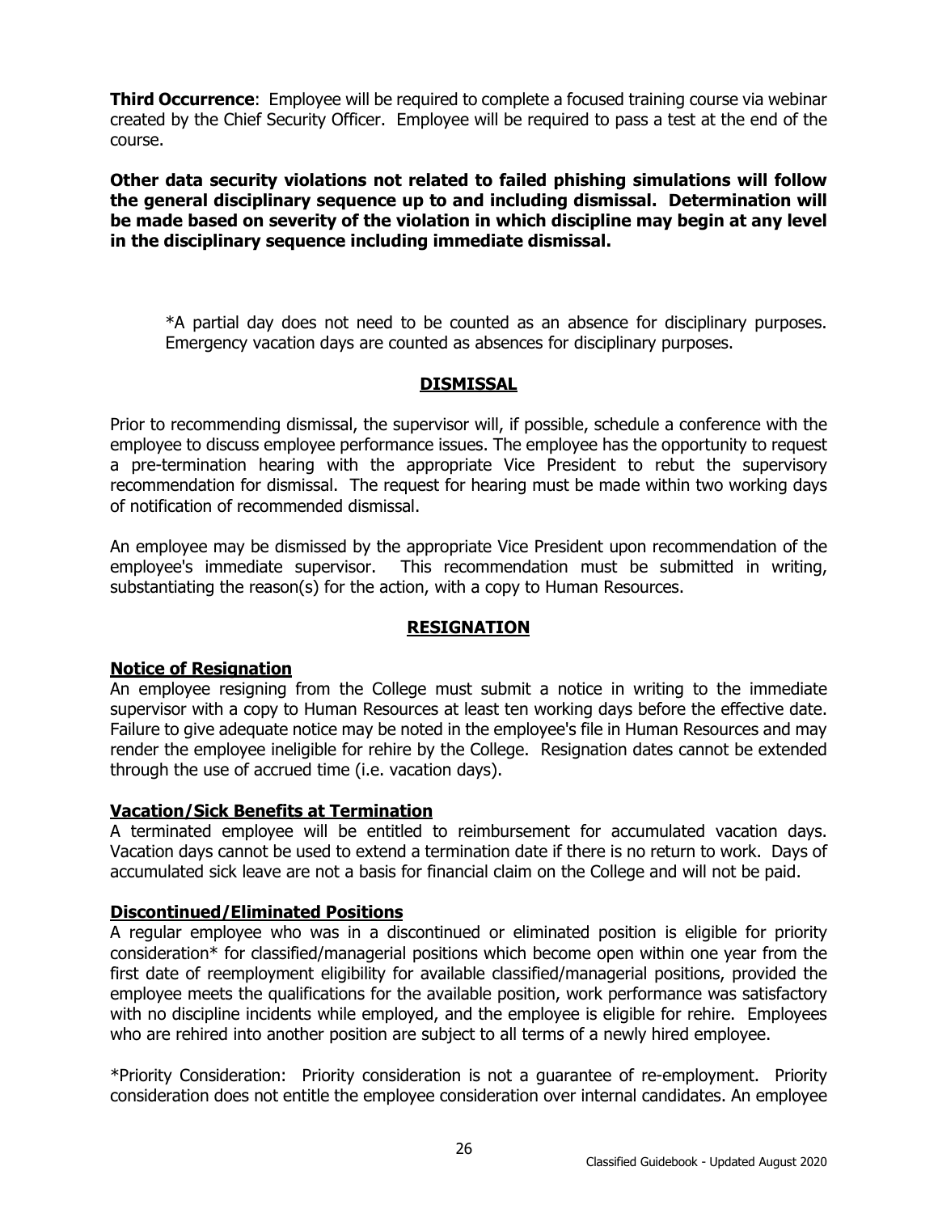**Third Occurrence**: Employee will be required to complete a focused training course via webinar created by the Chief Security Officer. Employee will be required to pass a test at the end of the course.

**Other data security violations not related to failed phishing simulations will follow the general disciplinary sequence up to and including dismissal. Determination will be made based on severity of the violation in which discipline may begin at any level in the disciplinary sequence including immediate dismissal.**

*A partial day does not need to be counted as an absence for disciplinary purposes. Emergency vacation days are counted as absences for disciplinary purposes.

## DISMISSAL

Prior to recommending dismissal, the supervisor will, if possible, schedule a conference with the employee to discuss employee performance issues. The employee has the opportunity to request a pre-termination hearing with the appropriate Vice President to rebut the supervisory recommendation for dismissal. The request for hearing must be made within two working days of notification of recommended dismissal.

An employee may be dismissed by the appropriate Vice President upon recommendation of the employee's immediate supervisor. This recommendation must be submitted in writing, substantiating the reason(s) for the action, with a copy to Human Resources.

## RESIGNATION

### Notice of Resignation

An employee resigning from the College must submit a notice in writing to the immediate supervisor with a copy to Human Resources at least ten working days before the effective date. Failure to give adequate notice may be noted in the employee's file in Human Resources and may render the employee ineligible for rehire by the College. Resignation dates cannot be extended through the use of accrued time (i.e. vacation days).

### Vacation/Sick Benefits at Termination

A terminated employee will be entitled to reimbursement for accumulated vacation days. Vacation days cannot be used to extend a termination date if there is no return to work. Days of accumulated sick leave are not a basis for financial claim on the College and will not be paid.

### Discontinued/Eliminated Positions

A regular employee who was in a discontinued or eliminated position is eligible for priority consideration* for classified/managerial positions which become open within one year from the first date of reemployment eligibility for available classified/managerial positions, provided the employee meets the qualifications for the available position, work performance was satisfactory with no discipline incidents while employed, and the employee is eligible for rehire. Employees who are rehired into another position are subject to all terms of a newly hired employee.

*Priority Consideration: Priority consideration is not a guarantee of re-employment. Priority consideration does not entitle the employee consideration over internal candidates. An employee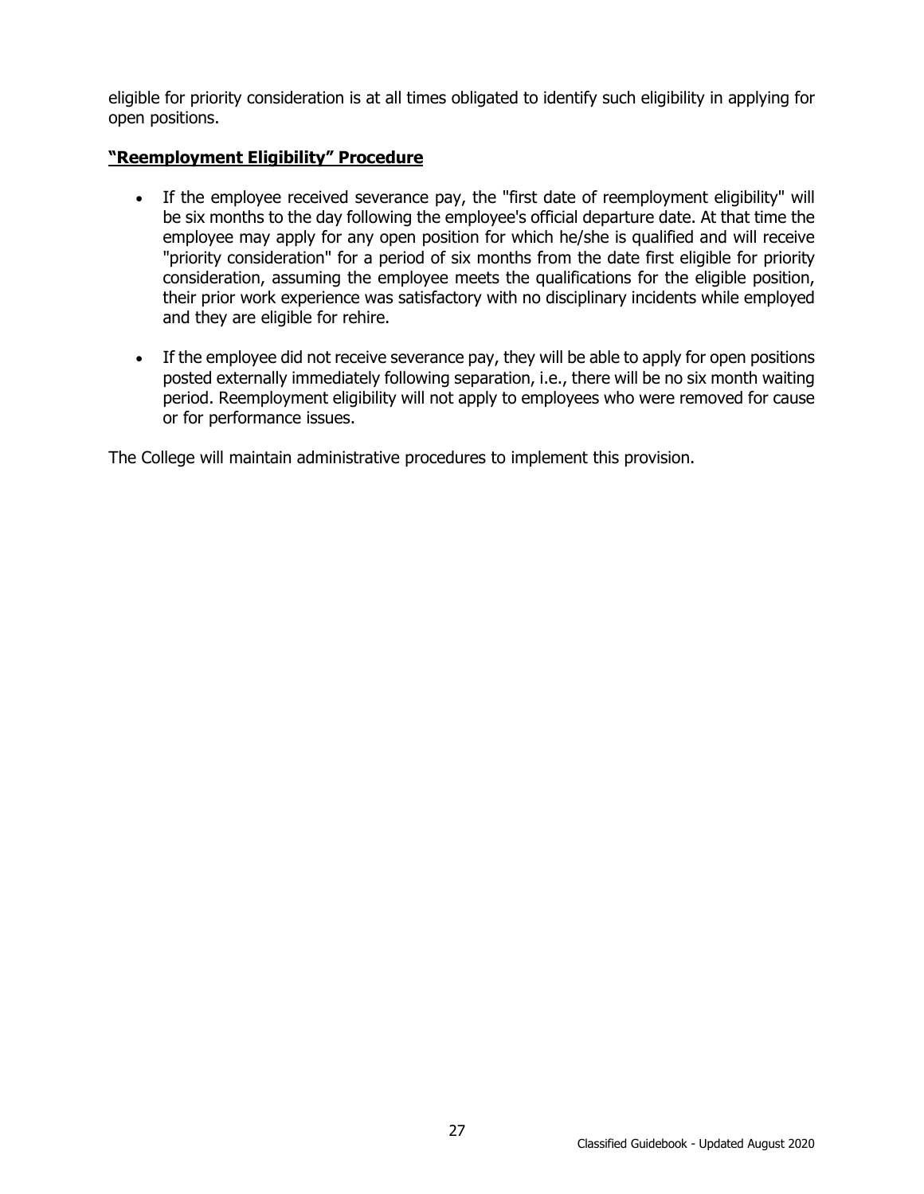eligible for priority consideration is at all times obligated to identify such eligibility in applying for open positions.

**"Reemployment Eligibility" Procedure**

- If the employee received severance pay, the "first date of reemployment eligibility" will be six months to the day following the employee's official departure date. At that time the employee may apply for any open position for which he/she is qualified and will receive "priority consideration" for a period of six months from the date first eligible for priority consideration, assuming the employee meets the qualifications for the eligible position, their prior work experience was satisfactory with no disciplinary incidents while employed and they are eligible for rehire.

- If the employee did not receive severance pay, they will be able to apply for open positions posted externally immediately following separation, i.e., there will be no six month waiting period. Reemployment eligibility will not apply to employees who were removed for cause or for performance issues.

The College will maintain administrative procedures to implement this provision.